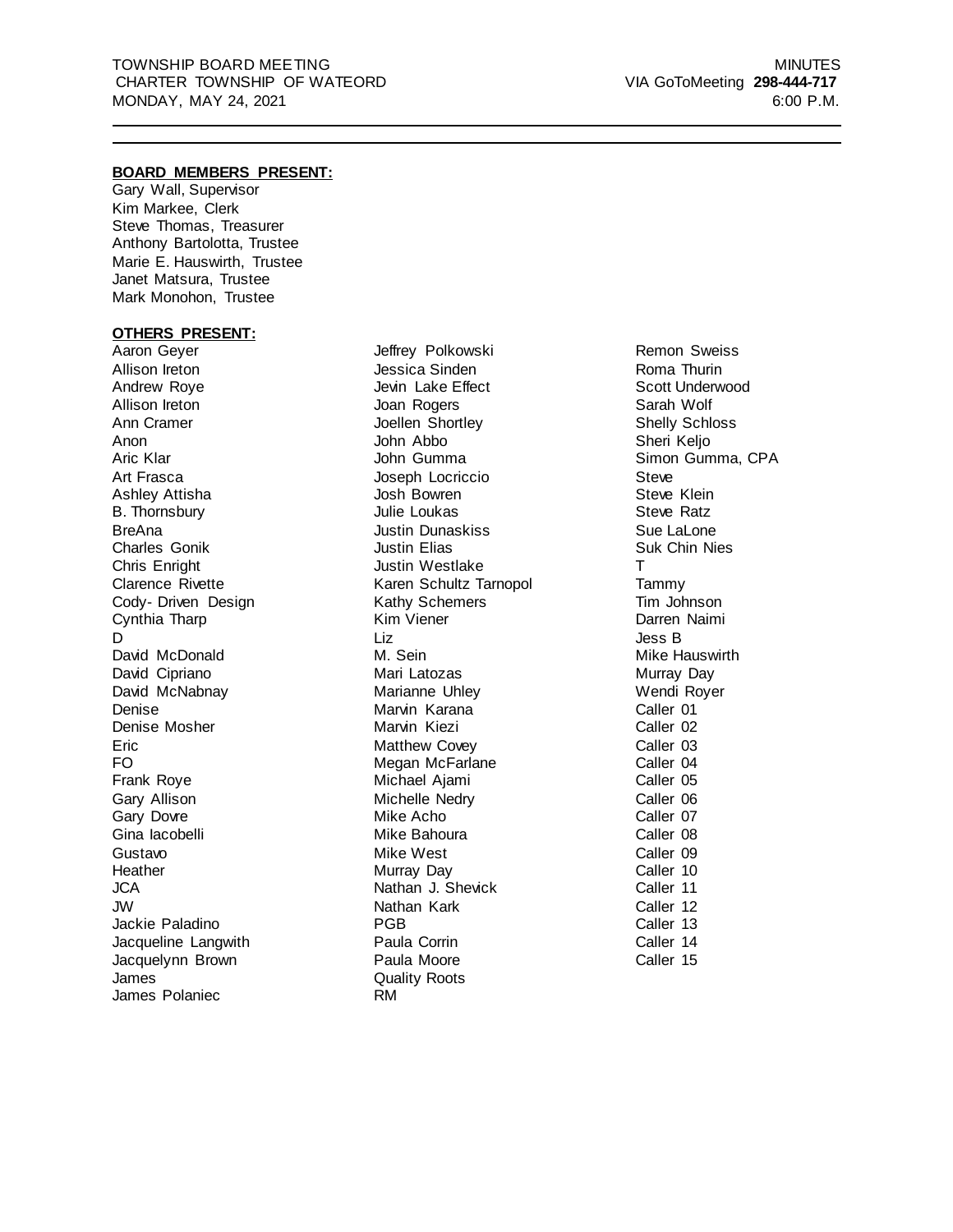TOWNSHIP BOARD MEETING — MINUTES
CHARTER TOWNSHIP OF WATEORD — VIA GoToMeeting **298-444-717**
MONDAY, MAY 24, 2021 — 6:00 P.M.

---

**BOARD MEMBERS PRESENT:**

Gary Wall, Supervisor
Kim Markee, Clerk
Steve Thomas, Treasurer
Anthony Bartolotta, Trustee
Marie E. Hauswirth, Trustee
Janet Matsura, Trustee
Mark Monohon, Trustee

**OTHERS PRESENT:**

Aaron Geyer
Allison Ireton
Andrew Roye
Allison Ireton
Ann Cramer
Anon
Aric Klar
Art Frasca
Ashley Attisha
B. Thornsbury
BreAna
Charles Gonik
Chris Enright
Clarence Rivette
Cody- Driven Design
Cynthia Tharp
D
David McDonald
David Cipriano
David McNabnay
Denise
Denise Mosher
Eric
FO
Frank Roye
Gary Allison
Gary Dovre
Gina Iacobelli
Gustavo
Heather
JCA
JW
Jackie Paladino
Jacqueline Langwith
Jacquelynn Brown
James
James Polaniec
Jeffrey Polkowski
Jessica Sinden
Jevin Lake Effect
Joan Rogers
Joellen Shortley
John Abbo
John Gumma
Joseph Locriccio
Josh Bowren
Julie Loukas
Justin Dunaskiss
Justin Elias
Justin Westlake
Karen Schultz Tarnopol
Kathy Schemers
Kim Viener
Liz
M. Sein
Mari Latozas
Marianne Uhley
Marvin Karana
Marvin Kiezi
Matthew Covey
Megan McFarlane
Michael Ajami
Michelle Nedry
Mike Acho
Mike Bahoura
Mike West
Murray Day
Nathan J. Shevick
Nathan Kark
PGB
Paula Corrin
Paula Moore
Quality Roots
RM
Remon Sweiss
Roma Thurin
Scott Underwood
Sarah Wolf
Shelly Schloss
Sheri Keljo
Simon Gumma, CPA
Steve
Steve Klein
Steve Ratz
Sue LaLone
Suk Chin Nies
T
Tammy
Tim Johnson
Darren Naimi
Jess B
Mike Hauswirth
Murray Day
Wendi Royer
Caller 01
Caller 02
Caller 03
Caller 04
Caller 05
Caller 06
Caller 07
Caller 08
Caller 09
Caller 10
Caller 11
Caller 12
Caller 13
Caller 14
Caller 15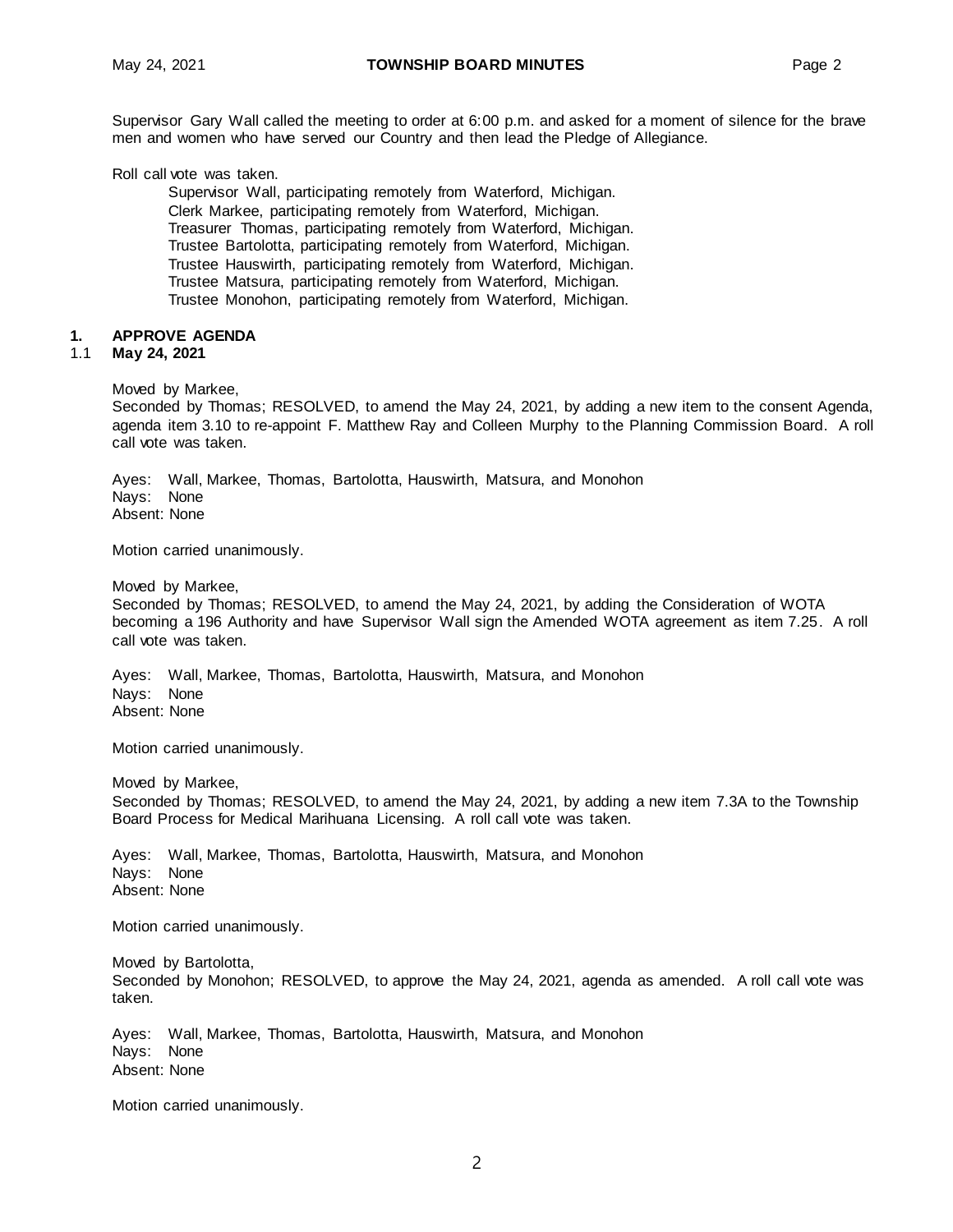Supervisor Gary Wall called the meeting to order at 6:00 p.m. and asked for a moment of silence for the brave men and women who have served our Country and then lead the Pledge of Allegiance.

Roll call vote was taken.

Supervisor Wall, participating remotely from Waterford, Michigan.
Clerk Markee, participating remotely from Waterford, Michigan.
Treasurer Thomas, participating remotely from Waterford, Michigan.
Trustee Bartolotta, participating remotely from Waterford, Michigan.
Trustee Hauswirth, participating remotely from Waterford, Michigan.
Trustee Matsura, participating remotely from Waterford, Michigan.
Trustee Monohon, participating remotely from Waterford, Michigan.

## 1. APPROVE AGENDA

### 1.1 May 24, 2021

Moved by Markee,
Seconded by Thomas; RESOLVED, to amend the May 24, 2021, by adding a new item to the consent Agenda, agenda item 3.10 to re-appoint F. Matthew Ray and Colleen Murphy to the Planning Commission Board. A roll call vote was taken.

Ayes: Wall, Markee, Thomas, Bartolotta, Hauswirth, Matsura, and Monohon
Nays: None
Absent: None

Motion carried unanimously.

Moved by Markee,
Seconded by Thomas; RESOLVED, to amend the May 24, 2021, by adding the Consideration of WOTA becoming a 196 Authority and have Supervisor Wall sign the Amended WOTA agreement as item 7.25. A roll call vote was taken.

Ayes: Wall, Markee, Thomas, Bartolotta, Hauswirth, Matsura, and Monohon
Nays: None
Absent: None

Motion carried unanimously.

Moved by Markee,
Seconded by Thomas; RESOLVED, to amend the May 24, 2021, by adding a new item 7.3A to the Township Board Process for Medical Marihuana Licensing. A roll call vote was taken.

Ayes: Wall, Markee, Thomas, Bartolotta, Hauswirth, Matsura, and Monohon
Nays: None
Absent: None

Motion carried unanimously.

Moved by Bartolotta,
Seconded by Monohon; RESOLVED, to approve the May 24, 2021, agenda as amended. A roll call vote was taken.

Ayes: Wall, Markee, Thomas, Bartolotta, Hauswirth, Matsura, and Monohon
Nays: None
Absent: None

Motion carried unanimously.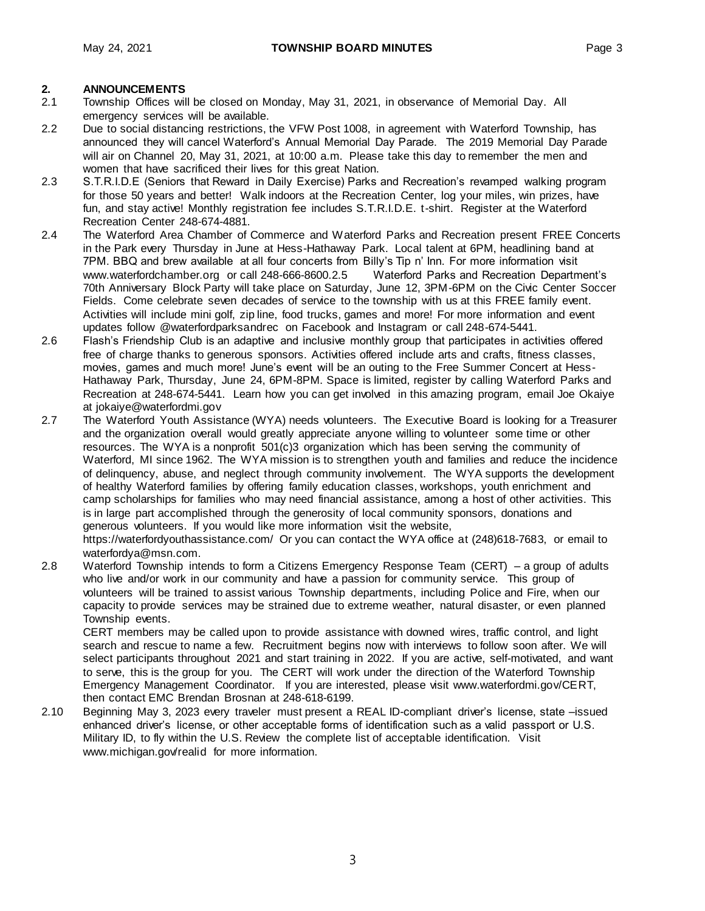## 2. ANNOUNCEMENTS

2.1 Township Offices will be closed on Monday, May 31, 2021, in observance of Memorial Day. All emergency services will be available.

2.2 Due to social distancing restrictions, the VFW Post 1008, in agreement with Waterford Township, has announced they will cancel Waterford's Annual Memorial Day Parade. The 2019 Memorial Day Parade will air on Channel 20, May 31, 2021, at 10:00 a.m. Please take this day to remember the men and women that have sacrificed their lives for this great Nation.

2.3 S.T.R.I.D.E (Seniors that Reward in Daily Exercise) Parks and Recreation's revamped walking program for those 50 years and better! Walk indoors at the Recreation Center, log your miles, win prizes, have fun, and stay active! Monthly registration fee includes S.T.R.I.D.E. t-shirt. Register at the Waterford Recreation Center 248-674-4881.

2.4 The Waterford Area Chamber of Commerce and Waterford Parks and Recreation present FREE Concerts in the Park every Thursday in June at Hess-Hathaway Park. Local talent at 6PM, headlining band at 7PM. BBQ and brew available at all four concerts from Billy's Tip n' Inn. For more information visit www.waterfordchamber.org or call 248-666-8600.2.5 Waterford Parks and Recreation Department's 70th Anniversary Block Party will take place on Saturday, June 12, 3PM-6PM on the Civic Center Soccer Fields. Come celebrate seven decades of service to the township with us at this FREE family event. Activities will include mini golf, zip line, food trucks, games and more! For more information and event updates follow @waterfordparksandrec on Facebook and Instagram or call 248-674-5441.

2.6 Flash's Friendship Club is an adaptive and inclusive monthly group that participates in activities offered free of charge thanks to generous sponsors. Activities offered include arts and crafts, fitness classes, movies, games and much more! June's event will be an outing to the Free Summer Concert at Hess-Hathaway Park, Thursday, June 24, 6PM-8PM. Space is limited, register by calling Waterford Parks and Recreation at 248-674-5441. Learn how you can get involved in this amazing program, email Joe Okaiye at jokaiye@waterfordmi.gov

2.7 The Waterford Youth Assistance (WYA) needs volunteers. The Executive Board is looking for a Treasurer and the organization overall would greatly appreciate anyone willing to volunteer some time or other resources. The WYA is a nonprofit 501(c)3 organization which has been serving the community of Waterford, MI since 1962. The WYA mission is to strengthen youth and families and reduce the incidence of delinquency, abuse, and neglect through community involvement. The WYA supports the development of healthy Waterford families by offering family education classes, workshops, youth enrichment and camp scholarships for families who may need financial assistance, among a host of other activities. This is in large part accomplished through the generosity of local community sponsors, donations and generous volunteers. If you would like more information visit the website, https://waterfordyouthassistance.com/ Or you can contact the WYA office at (248)618-7683, or email to waterfordya@msn.com.

2.8 Waterford Township intends to form a Citizens Emergency Response Team (CERT) – a group of adults who live and/or work in our community and have a passion for community service. This group of volunteers will be trained to assist various Township departments, including Police and Fire, when our capacity to provide services may be strained due to extreme weather, natural disaster, or even planned Township events.

CERT members may be called upon to provide assistance with downed wires, traffic control, and light search and rescue to name a few. Recruitment begins now with interviews to follow soon after. We will select participants throughout 2021 and start training in 2022. If you are active, self-motivated, and want to serve, this is the group for you. The CERT will work under the direction of the Waterford Township Emergency Management Coordinator. If you are interested, please visit www.waterfordmi.gov/CERT, then contact EMC Brendan Brosnan at 248-618-6199.

2.10 Beginning May 3, 2023 every traveler must present a REAL ID-compliant driver's license, state –issued enhanced driver's license, or other acceptable forms of identification such as a valid passport or U.S. Military ID, to fly within the U.S. Review the complete list of acceptable identification. Visit www.michigan.gov/realid for more information.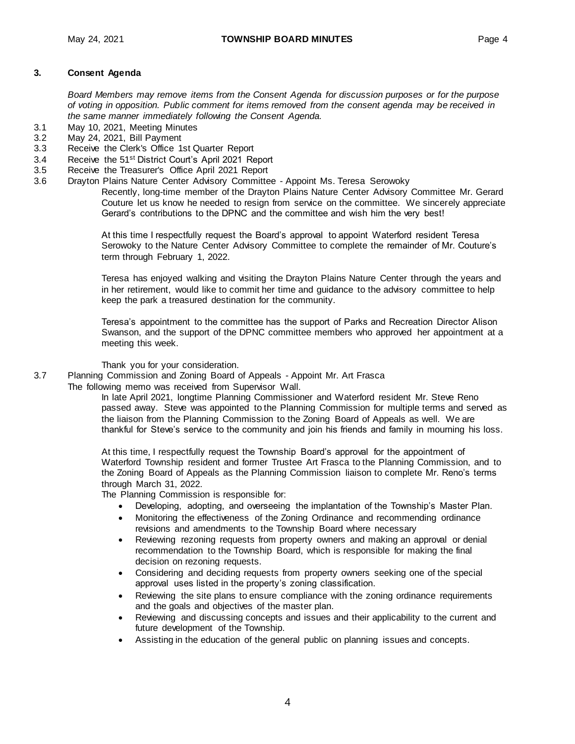## 3. Consent Agenda

*Board Members may remove items from the Consent Agenda for discussion purposes or for the purpose of voting in opposition. Public comment for items removed from the consent agenda may be received in the same manner immediately following the Consent Agenda.*

3.1 May 10, 2021, Meeting Minutes

3.2 May 24, 2021, Bill Payment

3.3 Receive the Clerk's Office 1st Quarter Report

3.4 Receive the 51st District Court's April 2021 Report

3.5 Receive the Treasurer's Office April 2021 Report

3.6 Drayton Plains Nature Center Advisory Committee - Appoint Ms. Teresa Serowoky

> Recently, long-time member of the Drayton Plains Nature Center Advisory Committee Mr. Gerard Couture let us know he needed to resign from service on the committee. We sincerely appreciate Gerard's contributions to the DPNC and the committee and wish him the very best!
>
> At this time I respectfully request the Board's approval to appoint Waterford resident Teresa Serowoky to the Nature Center Advisory Committee to complete the remainder of Mr. Couture's term through February 1, 2022.
>
> Teresa has enjoyed walking and visiting the Drayton Plains Nature Center through the years and in her retirement, would like to commit her time and guidance to the advisory committee to help keep the park a treasured destination for the community.
>
> Teresa's appointment to the committee has the support of Parks and Recreation Director Alison Swanson, and the support of the DPNC committee members who approved her appointment at a meeting this week.
>
> Thank you for your consideration.

3.7 Planning Commission and Zoning Board of Appeals - Appoint Mr. Art Frasca

The following memo was received from Supervisor Wall.

> In late April 2021, longtime Planning Commissioner and Waterford resident Mr. Steve Reno passed away. Steve was appointed to the Planning Commission for multiple terms and served as the liaison from the Planning Commission to the Zoning Board of Appeals as well. We are thankful for Steve's service to the community and join his friends and family in mourning his loss.
>
> At this time, I respectfully request the Township Board's approval for the appointment of Waterford Township resident and former Trustee Art Frasca to the Planning Commission, and to the Zoning Board of Appeals as the Planning Commission liaison to complete Mr. Reno's terms through March 31, 2022.
>
> The Planning Commission is responsible for:
>
> - Developing, adopting, and overseeing the implantation of the Township's Master Plan.
> - Monitoring the effectiveness of the Zoning Ordinance and recommending ordinance revisions and amendments to the Township Board where necessary
> - Reviewing rezoning requests from property owners and making an approval or denial recommendation to the Township Board, which is responsible for making the final decision on rezoning requests.
> - Considering and deciding requests from property owners seeking one of the special approval uses listed in the property's zoning classification.
> - Reviewing the site plans to ensure compliance with the zoning ordinance requirements and the goals and objectives of the master plan.
> - Reviewing and discussing concepts and issues and their applicability to the current and future development of the Township.
> - Assisting in the education of the general public on planning issues and concepts.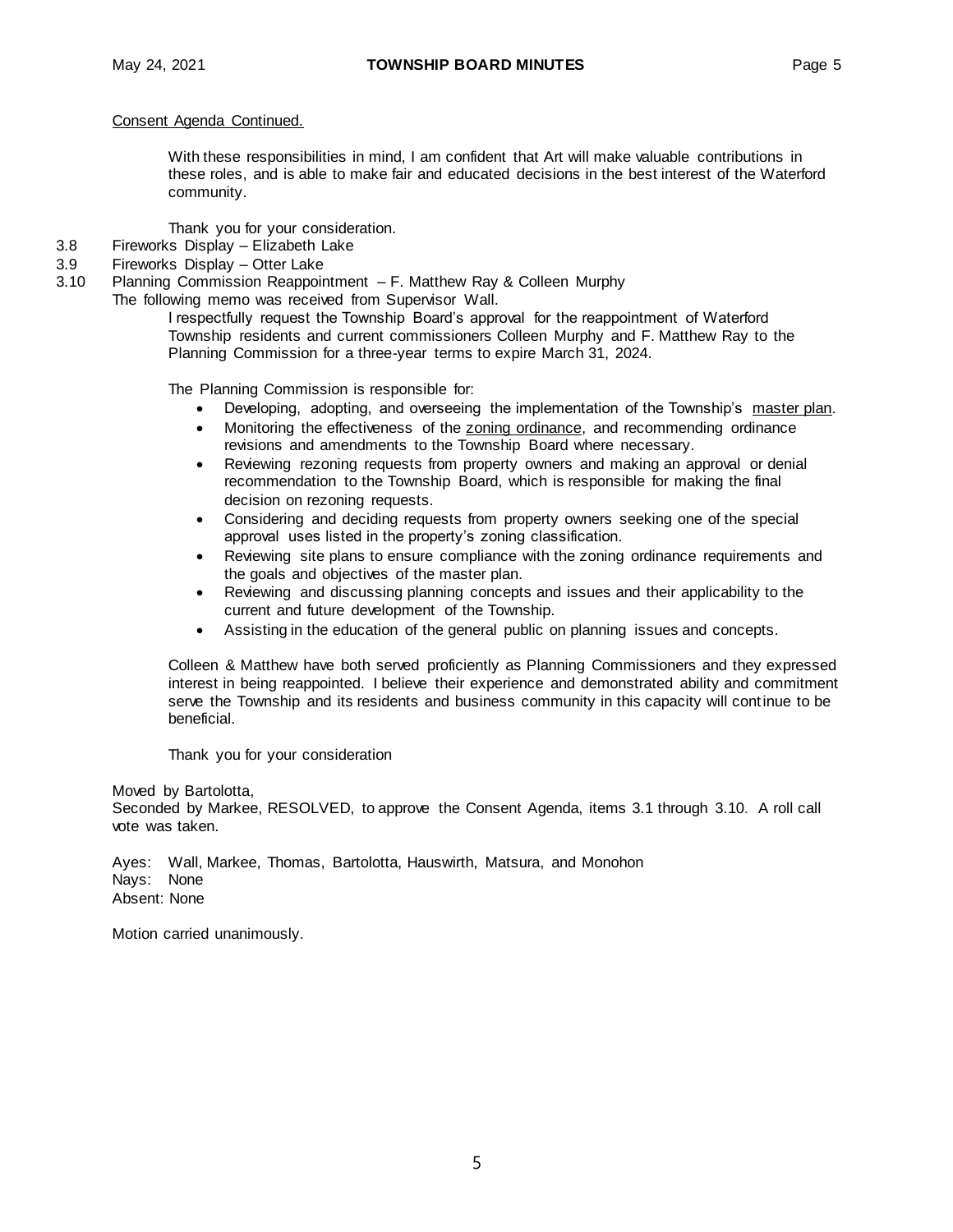Consent Agenda Continued.

With these responsibilities in mind, I am confident that Art will make valuable contributions in these roles, and is able to make fair and educated decisions in the best interest of the Waterford community.

Thank you for your consideration.

3.8 Fireworks Display – Elizabeth Lake

3.9 Fireworks Display – Otter Lake

3.10 Planning Commission Reappointment – F. Matthew Ray & Colleen Murphy

The following memo was received from Supervisor Wall.

I respectfully request the Township Board's approval for the reappointment of Waterford Township residents and current commissioners Colleen Murphy and F. Matthew Ray to the Planning Commission for a three-year terms to expire March 31, 2024.

The Planning Commission is responsible for:

- Developing, adopting, and overseeing the implementation of the Township's master plan.
- Monitoring the effectiveness of the zoning ordinance, and recommending ordinance revisions and amendments to the Township Board where necessary.
- Reviewing rezoning requests from property owners and making an approval or denial recommendation to the Township Board, which is responsible for making the final decision on rezoning requests.
- Considering and deciding requests from property owners seeking one of the special approval uses listed in the property's zoning classification.
- Reviewing site plans to ensure compliance with the zoning ordinance requirements and the goals and objectives of the master plan.
- Reviewing and discussing planning concepts and issues and their applicability to the current and future development of the Township.
- Assisting in the education of the general public on planning issues and concepts.

Colleen & Matthew have both served proficiently as Planning Commissioners and they expressed interest in being reappointed. I believe their experience and demonstrated ability and commitment serve the Township and its residents and business community in this capacity will continue to be beneficial.

Thank you for your consideration

Moved by Bartolotta,

Seconded by Markee, RESOLVED, to approve the Consent Agenda, items 3.1 through 3.10. A roll call vote was taken.

Ayes: Wall, Markee, Thomas, Bartolotta, Hauswirth, Matsura, and Monohon

Nays: None

Absent: None

Motion carried unanimously.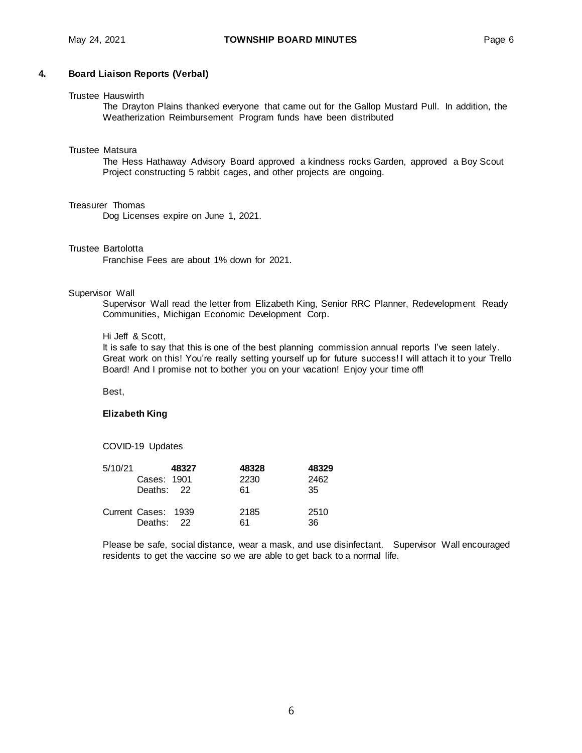## 4. Board Liaison Reports (Verbal)

Trustee Hauswirth

The Drayton Plains thanked everyone that came out for the Gallop Mustard Pull. In addition, the Weatherization Reimbursement Program funds have been distributed

Trustee Matsura

The Hess Hathaway Advisory Board approved a kindness rocks Garden, approved a Boy Scout Project constructing 5 rabbit cages, and other projects are ongoing.

Treasurer Thomas

Dog Licenses expire on June 1, 2021.

Trustee Bartolotta

Franchise Fees are about 1% down for 2021.

Supervisor Wall

Supervisor Wall read the letter from Elizabeth King, Senior RRC Planner, Redevelopment Ready Communities, Michigan Economic Development Corp.

Hi Jeff & Scott,

It is safe to say that this is one of the best planning commission annual reports I've seen lately. Great work on this! You're really setting yourself up for future success! I will attach it to your Trello Board! And I promise not to bother you on your vacation! Enjoy your time off!

Best,

**Elizabeth King**

COVID-19 Updates

| 5/10/21 | **48327** | **48328** | **48329** |
|---|---|---|---|
| Cases: | 1901 | 2230 | 2462 |
| Deaths: | 22 | 61 | 35 |
| Current Cases: | 1939 | 2185 | 2510 |
| Deaths: | 22 | 61 | 36 |

Please be safe, social distance, wear a mask, and use disinfectant. Supervisor Wall encouraged residents to get the vaccine so we are able to get back to a normal life.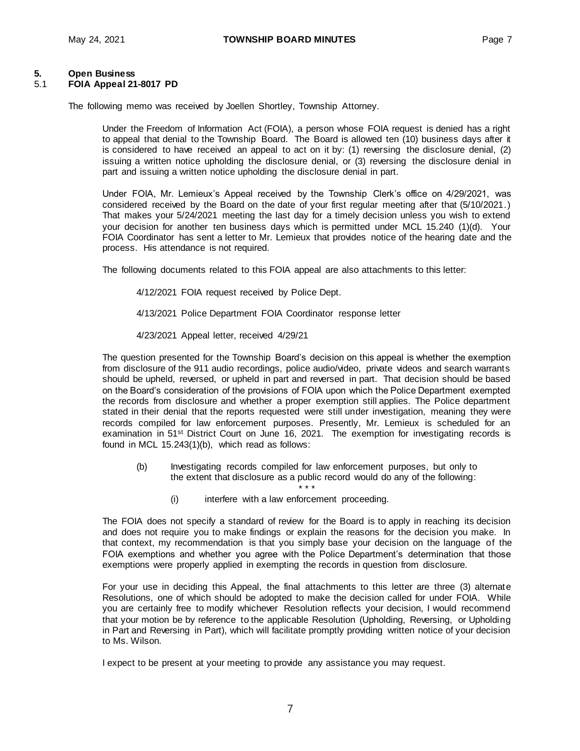## 5. Open Business

### 5.1 FOIA Appeal 21-8017 PD

The following memo was received by Joellen Shortley, Township Attorney.

> Under the Freedom of Information Act (FOIA), a person whose FOIA request is denied has a right to appeal that denial to the Township Board. The Board is allowed ten (10) business days after it is considered to have received an appeal to act on it by: (1) reversing the disclosure denial, (2) issuing a written notice upholding the disclosure denial, or (3) reversing the disclosure denial in part and issuing a written notice upholding the disclosure denial in part.
>
> Under FOIA, Mr. Lemieux's Appeal received by the Township Clerk's office on 4/29/2021, was considered received by the Board on the date of your first regular meeting after that (5/10/2021.) That makes your 5/24/2021 meeting the last day for a timely decision unless you wish to extend your decision for another ten business days which is permitted under MCL 15.240 (1)(d). Your FOIA Coordinator has sent a letter to Mr. Lemieux that provides notice of the hearing date and the process. His attendance is not required.
>
> The following documents related to this FOIA appeal are also attachments to this letter:
>
> 4/12/2021 FOIA request received by Police Dept.
>
> 4/13/2021 Police Department FOIA Coordinator response letter
>
> 4/23/2021 Appeal letter, received 4/29/21
>
> The question presented for the Township Board's decision on this appeal is whether the exemption from disclosure of the 911 audio recordings, police audio/video, private videos and search warrants should be upheld, reversed, or upheld in part and reversed in part. That decision should be based on the Board's consideration of the provisions of FOIA upon which the Police Department exempted the records from disclosure and whether a proper exemption still applies. The Police department stated in their denial that the reports requested were still under investigation, meaning they were records compiled for law enforcement purposes. Presently, Mr. Lemieux is scheduled for an examination in 51st District Court on June 16, 2021. The exemption for investigating records is found in MCL 15.243(1)(b), which read as follows:
>
> (b) Investigating records compiled for law enforcement purposes, but only to the extent that disclosure as a public record would do any of the following:
>
> \* \* \*
>
> (i) interfere with a law enforcement proceeding.
>
> The FOIA does not specify a standard of review for the Board is to apply in reaching its decision and does not require you to make findings or explain the reasons for the decision you make. In that context, my recommendation is that you simply base your decision on the language of the FOIA exemptions and whether you agree with the Police Department's determination that those exemptions were properly applied in exempting the records in question from disclosure.
>
> For your use in deciding this Appeal, the final attachments to this letter are three (3) alternate Resolutions, one of which should be adopted to make the decision called for under FOIA. While you are certainly free to modify whichever Resolution reflects your decision, I would recommend that your motion be by reference to the applicable Resolution (Upholding, Reversing, or Upholding in Part and Reversing in Part), which will facilitate promptly providing written notice of your decision to Ms. Wilson.
>
> I expect to be present at your meeting to provide any assistance you may request.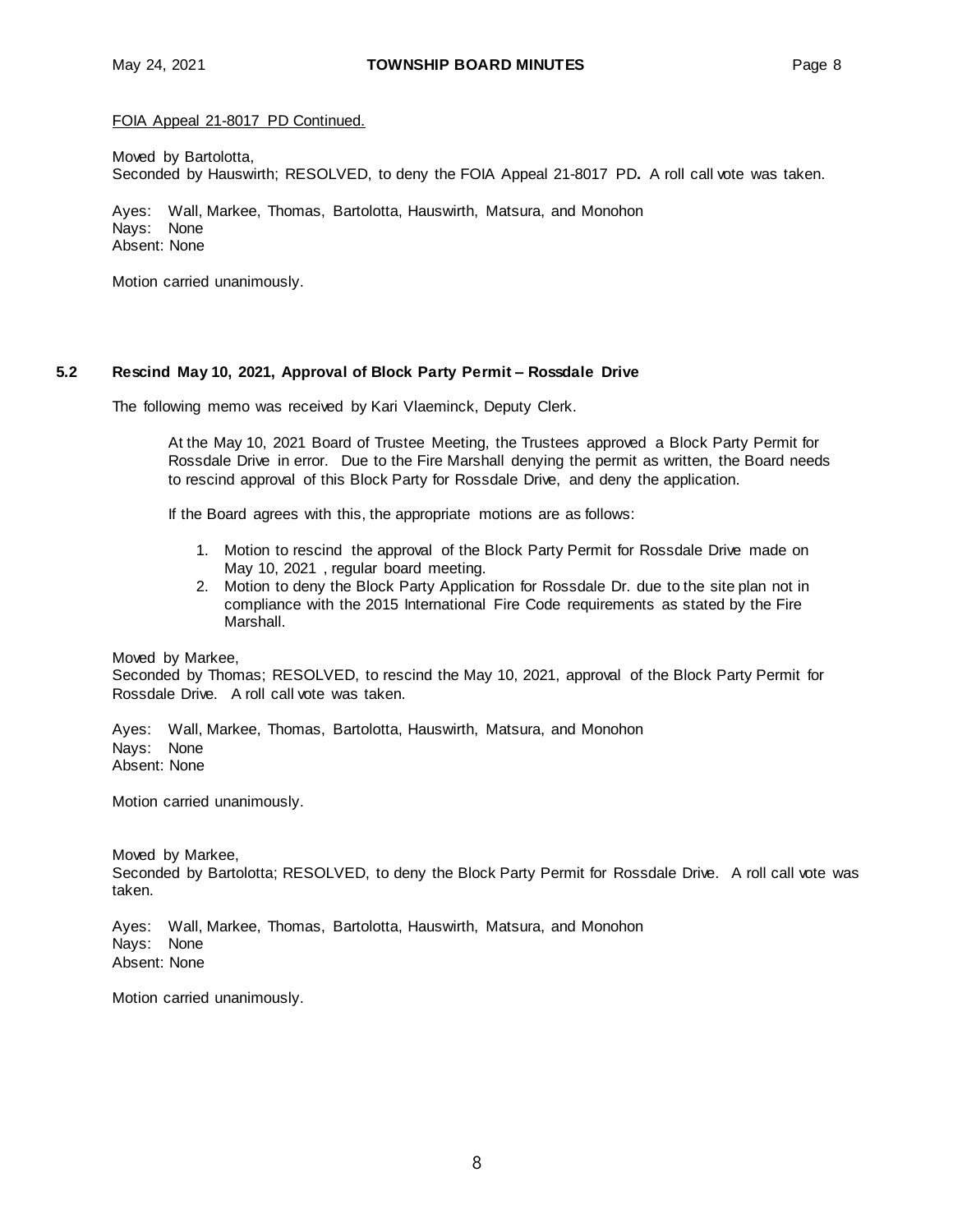FOIA Appeal 21-8017 PD Continued.

Moved by Bartolotta,
Seconded by Hauswirth; RESOLVED, to deny the FOIA Appeal 21-8017 PD**.** A roll call vote was taken.

Ayes: Wall, Markee, Thomas, Bartolotta, Hauswirth, Matsura, and Monohon
Nays: None
Absent: None

Motion carried unanimously.

### 5.2 Rescind May 10, 2021, Approval of Block Party Permit – Rossdale Drive

The following memo was received by Kari Vlaeminck, Deputy Clerk.

> At the May 10, 2021 Board of Trustee Meeting, the Trustees approved a Block Party Permit for Rossdale Drive in error. Due to the Fire Marshall denying the permit as written, the Board needs to rescind approval of this Block Party for Rossdale Drive, and deny the application.
>
> If the Board agrees with this, the appropriate motions are as follows:
>
> 1. Motion to rescind the approval of the Block Party Permit for Rossdale Drive made on May 10, 2021 , regular board meeting.
> 2. Motion to deny the Block Party Application for Rossdale Dr. due to the site plan not in compliance with the 2015 International Fire Code requirements as stated by the Fire Marshall.

Moved by Markee,
Seconded by Thomas; RESOLVED, to rescind the May 10, 2021, approval of the Block Party Permit for Rossdale Drive. A roll call vote was taken.

Ayes: Wall, Markee, Thomas, Bartolotta, Hauswirth, Matsura, and Monohon
Nays: None
Absent: None

Motion carried unanimously.

Moved by Markee,
Seconded by Bartolotta; RESOLVED, to deny the Block Party Permit for Rossdale Drive. A roll call vote was taken.

Ayes: Wall, Markee, Thomas, Bartolotta, Hauswirth, Matsura, and Monohon
Nays: None
Absent: None

Motion carried unanimously.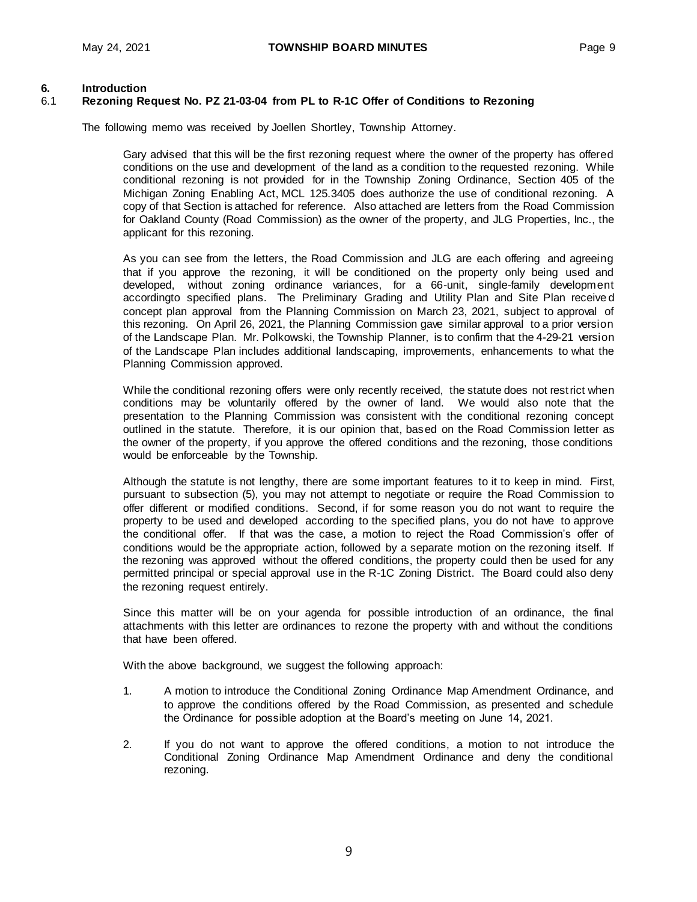## 6. Introduction

### 6.1 Rezoning Request No. PZ 21-03-04 from PL to R-1C Offer of Conditions to Rezoning

The following memo was received by Joellen Shortley, Township Attorney.

> Gary advised that this will be the first rezoning request where the owner of the property has offered conditions on the use and development of the land as a condition to the requested rezoning. While conditional rezoning is not provided for in the Township Zoning Ordinance, Section 405 of the Michigan Zoning Enabling Act, MCL 125.3405 does authorize the use of conditional rezoning. A copy of that Section is attached for reference. Also attached are letters from the Road Commission for Oakland County (Road Commission) as the owner of the property, and JLG Properties, Inc., the applicant for this rezoning.
>
> As you can see from the letters, the Road Commission and JLG are each offering and agreeing that if you approve the rezoning, it will be conditioned on the property only being used and developed, without zoning ordinance variances, for a 66-unit, single-family development accordingto specified plans. The Preliminary Grading and Utility Plan and Site Plan received concept plan approval from the Planning Commission on March 23, 2021, subject to approval of this rezoning. On April 26, 2021, the Planning Commission gave similar approval to a prior version of the Landscape Plan. Mr. Polkowski, the Township Planner, is to confirm that the 4-29-21 version of the Landscape Plan includes additional landscaping, improvements, enhancements to what the Planning Commission approved.
>
> While the conditional rezoning offers were only recently received, the statute does not restrict when conditions may be voluntarily offered by the owner of land. We would also note that the presentation to the Planning Commission was consistent with the conditional rezoning concept outlined in the statute. Therefore, it is our opinion that, based on the Road Commission letter as the owner of the property, if you approve the offered conditions and the rezoning, those conditions would be enforceable by the Township.
>
> Although the statute is not lengthy, there are some important features to it to keep in mind. First, pursuant to subsection (5), you may not attempt to negotiate or require the Road Commission to offer different or modified conditions. Second, if for some reason you do not want to require the property to be used and developed according to the specified plans, you do not have to approve the conditional offer. If that was the case, a motion to reject the Road Commission's offer of conditions would be the appropriate action, followed by a separate motion on the rezoning itself. If the rezoning was approved without the offered conditions, the property could then be used for any permitted principal or special approval use in the R-1C Zoning District. The Board could also deny the rezoning request entirely.
>
> Since this matter will be on your agenda for possible introduction of an ordinance, the final attachments with this letter are ordinances to rezone the property with and without the conditions that have been offered.
>
> With the above background, we suggest the following approach:
>
> 1. A motion to introduce the Conditional Zoning Ordinance Map Amendment Ordinance, and to approve the conditions offered by the Road Commission, as presented and schedule the Ordinance for possible adoption at the Board's meeting on June 14, 2021.
>
> 2. If you do not want to approve the offered conditions, a motion to not introduce the Conditional Zoning Ordinance Map Amendment Ordinance and deny the conditional rezoning.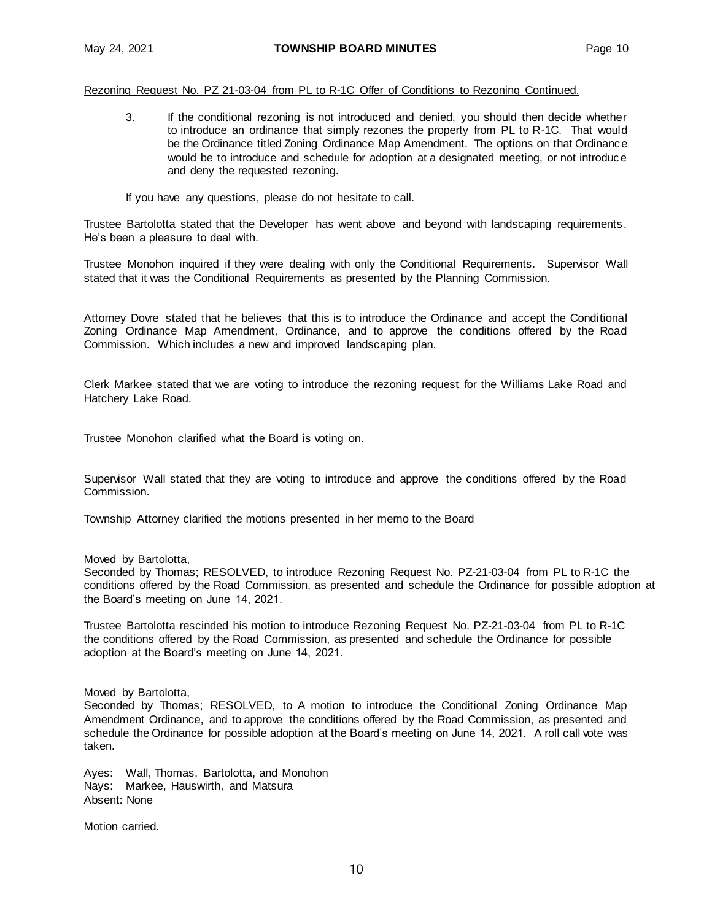Rezoning Request No. PZ 21-03-04 from PL to R-1C Offer of Conditions to Rezoning Continued.

3. If the conditional rezoning is not introduced and denied, you should then decide whether to introduce an ordinance that simply rezones the property from PL to R-1C. That would be the Ordinance titled Zoning Ordinance Map Amendment. The options on that Ordinance would be to introduce and schedule for adoption at a designated meeting, or not introduce and deny the requested rezoning.

If you have any questions, please do not hesitate to call.

Trustee Bartolotta stated that the Developer has went above and beyond with landscaping requirements. He's been a pleasure to deal with.

Trustee Monohon inquired if they were dealing with only the Conditional Requirements. Supervisor Wall stated that it was the Conditional Requirements as presented by the Planning Commission.

Attorney Dovre stated that he believes that this is to introduce the Ordinance and accept the Conditional Zoning Ordinance Map Amendment, Ordinance, and to approve the conditions offered by the Road Commission. Which includes a new and improved landscaping plan.

Clerk Markee stated that we are voting to introduce the rezoning request for the Williams Lake Road and Hatchery Lake Road.

Trustee Monohon clarified what the Board is voting on.

Supervisor Wall stated that they are voting to introduce and approve the conditions offered by the Road Commission.

Township Attorney clarified the motions presented in her memo to the Board

Moved by Bartolotta,
Seconded by Thomas; RESOLVED, to introduce Rezoning Request No. PZ-21-03-04 from PL to R-1C the conditions offered by the Road Commission, as presented and schedule the Ordinance for possible adoption at the Board's meeting on June 14, 2021.

Trustee Bartolotta rescinded his motion to introduce Rezoning Request No. PZ-21-03-04 from PL to R-1C the conditions offered by the Road Commission, as presented and schedule the Ordinance for possible adoption at the Board's meeting on June 14, 2021.

Moved by Bartolotta,
Seconded by Thomas; RESOLVED, to A motion to introduce the Conditional Zoning Ordinance Map Amendment Ordinance, and to approve the conditions offered by the Road Commission, as presented and schedule the Ordinance for possible adoption at the Board's meeting on June 14, 2021. A roll call vote was taken.

Ayes: Wall, Thomas, Bartolotta, and Monohon
Nays: Markee, Hauswirth, and Matsura
Absent: None

Motion carried.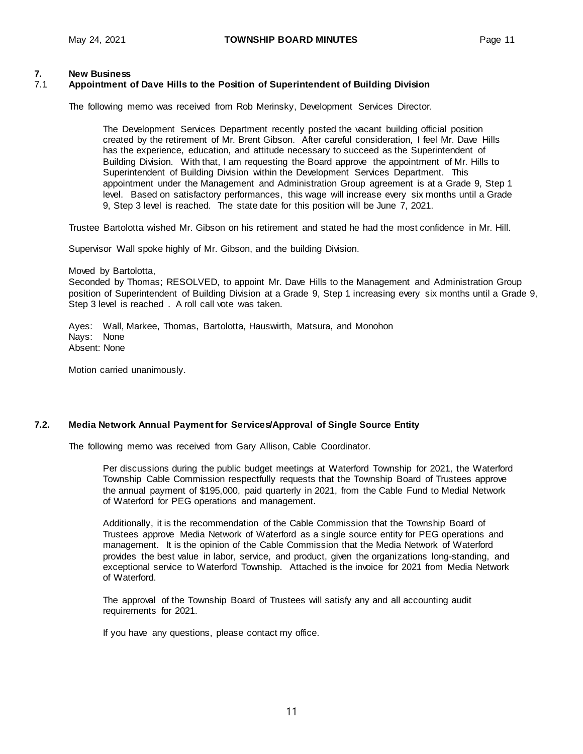## 7. New Business

### 7.1 Appointment of Dave Hills to the Position of Superintendent of Building Division

The following memo was received from Rob Merinsky, Development Services Director.

> The Development Services Department recently posted the vacant building official position created by the retirement of Mr. Brent Gibson. After careful consideration, I feel Mr. Dave Hills has the experience, education, and attitude necessary to succeed as the Superintendent of Building Division. With that, I am requesting the Board approve the appointment of Mr. Hills to Superintendent of Building Division within the Development Services Department. This appointment under the Management and Administration Group agreement is at a Grade 9, Step 1 level. Based on satisfactory performances, this wage will increase every six months until a Grade 9, Step 3 level is reached. The state date for this position will be June 7, 2021.

Trustee Bartolotta wished Mr. Gibson on his retirement and stated he had the most confidence in Mr. Hill.

Supervisor Wall spoke highly of Mr. Gibson, and the building Division.

Moved by Bartolotta,
Seconded by Thomas; RESOLVED, to appoint Mr. Dave Hills to the Management and Administration Group position of Superintendent of Building Division at a Grade 9, Step 1 increasing every six months until a Grade 9, Step 3 level is reached . A roll call vote was taken.

Ayes: Wall, Markee, Thomas, Bartolotta, Hauswirth, Matsura, and Monohon
Nays: None
Absent: None

Motion carried unanimously.

### 7.2. Media Network Annual Payment for Services/Approval of Single Source Entity

The following memo was received from Gary Allison, Cable Coordinator.

> Per discussions during the public budget meetings at Waterford Township for 2021, the Waterford Township Cable Commission respectfully requests that the Township Board of Trustees approve the annual payment of $195,000, paid quarterly in 2021, from the Cable Fund to Medial Network of Waterford for PEG operations and management.
>
> Additionally, it is the recommendation of the Cable Commission that the Township Board of Trustees approve Media Network of Waterford as a single source entity for PEG operations and management. It is the opinion of the Cable Commission that the Media Network of Waterford provides the best value in labor, service, and product, given the organizations long-standing, and exceptional service to Waterford Township. Attached is the invoice for 2021 from Media Network of Waterford.
>
> The approval of the Township Board of Trustees will satisfy any and all accounting audit requirements for 2021.
>
> If you have any questions, please contact my office.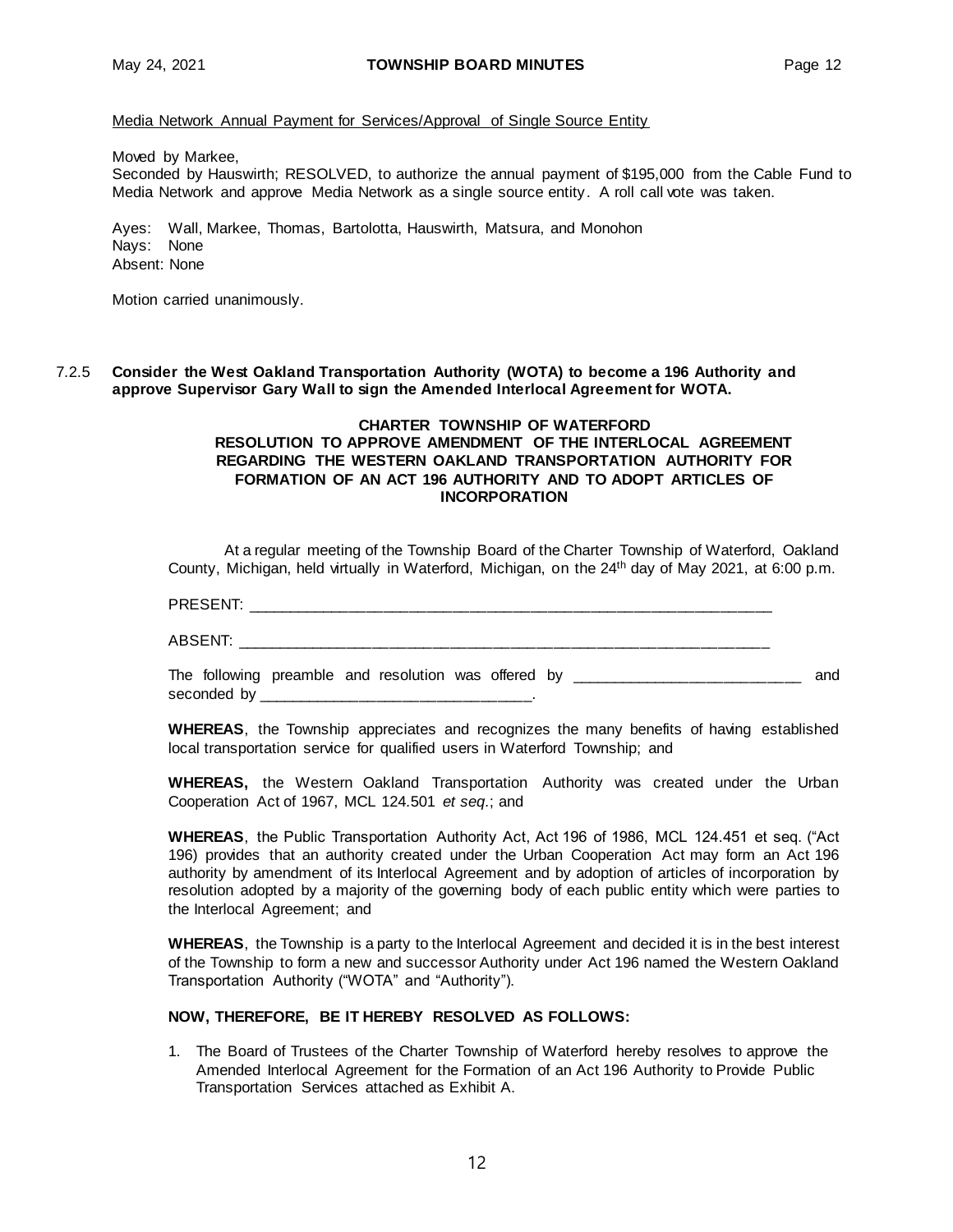Media Network Annual Payment for Services/Approval of Single Source Entity

Moved by Markee,
Seconded by Hauswirth; RESOLVED, to authorize the annual payment of $195,000 from the Cable Fund to Media Network and approve Media Network as a single source entity. A roll call vote was taken.

Ayes: Wall, Markee, Thomas, Bartolotta, Hauswirth, Matsura, and Monohon
Nays: None
Absent: None

Motion carried unanimously.

7.2.5 **Consider the West Oakland Transportation Authority (WOTA) to become a 196 Authority and approve Supervisor Gary Wall to sign the Amended Interlocal Agreement for WOTA.**

**CHARTER TOWNSHIP OF WATERFORD**
**RESOLUTION TO APPROVE AMENDMENT OF THE INTERLOCAL AGREEMENT REGARDING THE WESTERN OAKLAND TRANSPORTATION AUTHORITY FOR FORMATION OF AN ACT 196 AUTHORITY AND TO ADOPT ARTICLES OF INCORPORATION**

At a regular meeting of the Township Board of the Charter Township of Waterford, Oakland County, Michigan, held virtually in Waterford, Michigan, on the 24th day of May 2021, at 6:00 p.m.

PRESENT: ______________________________________________________________

ABSENT: _______________________________________________________________

The following preamble and resolution was offered by ___________________________ and seconded by ________________________________.

**WHEREAS**, the Township appreciates and recognizes the many benefits of having established local transportation service for qualified users in Waterford Township; and

**WHEREAS,** the Western Oakland Transportation Authority was created under the Urban Cooperation Act of 1967, MCL 124.501 *et seq*.; and

**WHEREAS**, the Public Transportation Authority Act, Act 196 of 1986, MCL 124.451 et seq. ("Act 196) provides that an authority created under the Urban Cooperation Act may form an Act 196 authority by amendment of its Interlocal Agreement and by adoption of articles of incorporation by resolution adopted by a majority of the governing body of each public entity which were parties to the Interlocal Agreement; and

**WHEREAS**, the Township is a party to the Interlocal Agreement and decided it is in the best interest of the Township to form a new and successor Authority under Act 196 named the Western Oakland Transportation Authority ("WOTA" and "Authority").

**NOW, THEREFORE, BE IT HEREBY RESOLVED AS FOLLOWS:**

1. The Board of Trustees of the Charter Township of Waterford hereby resolves to approve the Amended Interlocal Agreement for the Formation of an Act 196 Authority to Provide Public Transportation Services attached as Exhibit A.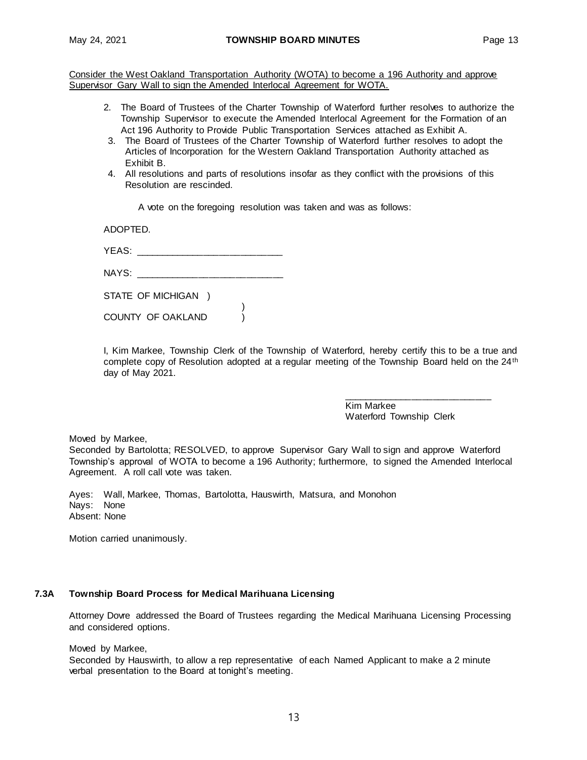Consider the West Oakland Transportation Authority (WOTA) to become a 196 Authority and approve Supervisor Gary Wall to sign the Amended Interlocal Agreement for WOTA.

2. The Board of Trustees of the Charter Township of Waterford further resolves to authorize the Township Supervisor to execute the Amended Interlocal Agreement for the Formation of an Act 196 Authority to Provide Public Transportation Services attached as Exhibit A.
3. The Board of Trustees of the Charter Township of Waterford further resolves to adopt the Articles of Incorporation for the Western Oakland Transportation Authority attached as Exhibit B.
4. All resolutions and parts of resolutions insofar as they conflict with the provisions of this Resolution are rescinded.

A vote on the foregoing resolution was taken and was as follows:

ADOPTED.

YEAS: ___________________________

NAYS: ___________________________

STATE OF MICHIGAN )
 )
COUNTY OF OAKLAND )

I, Kim Markee, Township Clerk of the Township of Waterford, hereby certify this to be a true and complete copy of Resolution adopted at a regular meeting of the Township Board held on the 24th day of May 2021.

___________________________
Kim Markee
Waterford Township Clerk

Moved by Markee,
Seconded by Bartolotta; RESOLVED, to approve Supervisor Gary Wall to sign and approve Waterford Township's approval of WOTA to become a 196 Authority; furthermore, to signed the Amended Interlocal Agreement. A roll call vote was taken.

Ayes: Wall, Markee, Thomas, Bartolotta, Hauswirth, Matsura, and Monohon
Nays: None
Absent: None

Motion carried unanimously.

### 7.3A Township Board Process for Medical Marihuana Licensing

Attorney Dovre addressed the Board of Trustees regarding the Medical Marihuana Licensing Processing and considered options.

Moved by Markee,
Seconded by Hauswirth, to allow a rep representative of each Named Applicant to make a 2 minute verbal presentation to the Board at tonight's meeting.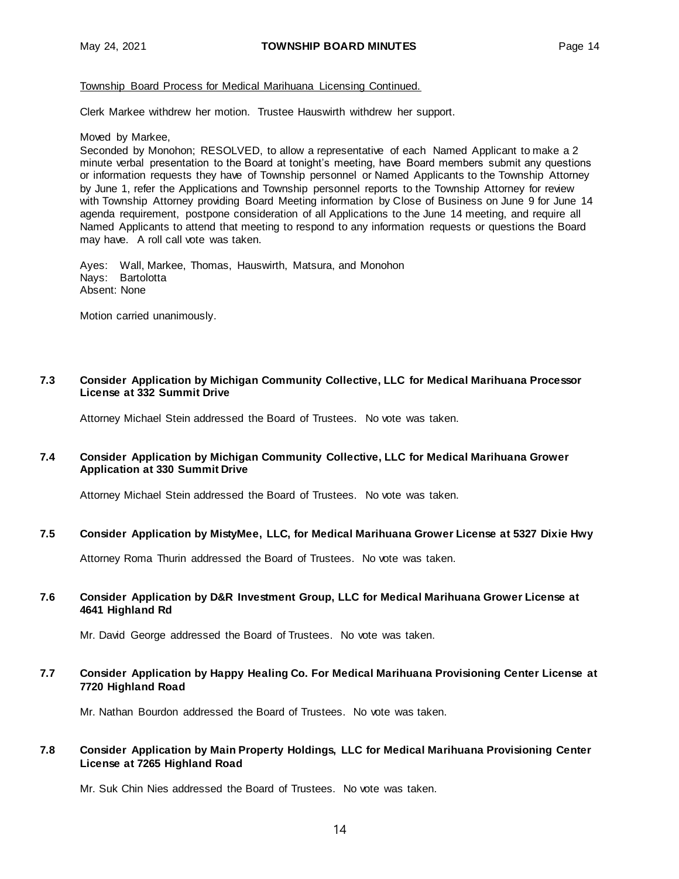Township Board Process for Medical Marihuana Licensing Continued.

Clerk Markee withdrew her motion. Trustee Hauswirth withdrew her support.

Moved by Markee,
Seconded by Monohon; RESOLVED, to allow a representative of each Named Applicant to make a 2 minute verbal presentation to the Board at tonight's meeting, have Board members submit any questions or information requests they have of Township personnel or Named Applicants to the Township Attorney by June 1, refer the Applications and Township personnel reports to the Township Attorney for review with Township Attorney providing Board Meeting information by Close of Business on June 9 for June 14 agenda requirement, postpone consideration of all Applications to the June 14 meeting, and require all Named Applicants to attend that meeting to respond to any information requests or questions the Board may have. A roll call vote was taken.

Ayes: Wall, Markee, Thomas, Hauswirth, Matsura, and Monohon
Nays: Bartolotta
Absent: None

Motion carried unanimously.

### 7.3 Consider Application by Michigan Community Collective, LLC for Medical Marihuana Processor License at 332 Summit Drive

Attorney Michael Stein addressed the Board of Trustees. No vote was taken.

### 7.4 Consider Application by Michigan Community Collective, LLC for Medical Marihuana Grower Application at 330 Summit Drive

Attorney Michael Stein addressed the Board of Trustees. No vote was taken.

### 7.5 Consider Application by MistyMee, LLC, for Medical Marihuana Grower License at 5327 Dixie Hwy

Attorney Roma Thurin addressed the Board of Trustees. No vote was taken.

### 7.6 Consider Application by D&R Investment Group, LLC for Medical Marihuana Grower License at 4641 Highland Rd

Mr. David George addressed the Board of Trustees. No vote was taken.

### 7.7 Consider Application by Happy Healing Co. For Medical Marihuana Provisioning Center License at 7720 Highland Road

Mr. Nathan Bourdon addressed the Board of Trustees. No vote was taken.

### 7.8 Consider Application by Main Property Holdings, LLC for Medical Marihuana Provisioning Center License at 7265 Highland Road

Mr. Suk Chin Nies addressed the Board of Trustees. No vote was taken.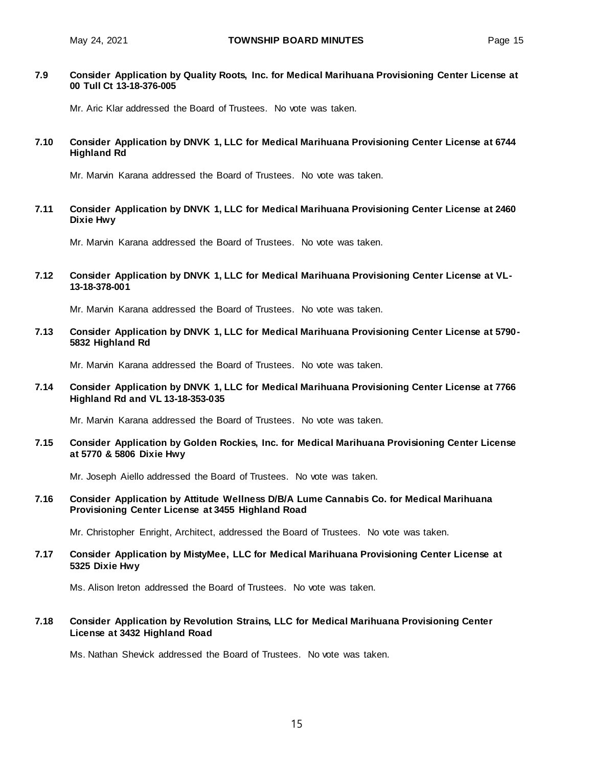**7.9 Consider Application by Quality Roots, Inc. for Medical Marihuana Provisioning Center License at 00 Tull Ct 13-18-376-005**

Mr. Aric Klar addressed the Board of Trustees. No vote was taken.

**7.10 Consider Application by DNVK 1, LLC for Medical Marihuana Provisioning Center License at 6744 Highland Rd**

Mr. Marvin Karana addressed the Board of Trustees. No vote was taken.

**7.11 Consider Application by DNVK 1, LLC for Medical Marihuana Provisioning Center License at 2460 Dixie Hwy**

Mr. Marvin Karana addressed the Board of Trustees. No vote was taken.

**7.12 Consider Application by DNVK 1, LLC for Medical Marihuana Provisioning Center License at VL-13-18-378-001**

Mr. Marvin Karana addressed the Board of Trustees. No vote was taken.

**7.13 Consider Application by DNVK 1, LLC for Medical Marihuana Provisioning Center License at 5790-5832 Highland Rd**

Mr. Marvin Karana addressed the Board of Trustees. No vote was taken.

**7.14 Consider Application by DNVK 1, LLC for Medical Marihuana Provisioning Center License at 7766 Highland Rd and VL 13-18-353-035**

Mr. Marvin Karana addressed the Board of Trustees. No vote was taken.

**7.15 Consider Application by Golden Rockies, Inc. for Medical Marihuana Provisioning Center License at 5770 & 5806 Dixie Hwy**

Mr. Joseph Aiello addressed the Board of Trustees. No vote was taken.

**7.16 Consider Application by Attitude Wellness D/B/A Lume Cannabis Co. for Medical Marihuana Provisioning Center License at 3455 Highland Road**

Mr. Christopher Enright, Architect, addressed the Board of Trustees. No vote was taken.

**7.17 Consider Application by MistyMee, LLC for Medical Marihuana Provisioning Center License at 5325 Dixie Hwy**

Ms. Alison Ireton addressed the Board of Trustees. No vote was taken.

**7.18 Consider Application by Revolution Strains, LLC for Medical Marihuana Provisioning Center License at 3432 Highland Road**

Ms. Nathan Shevick addressed the Board of Trustees. No vote was taken.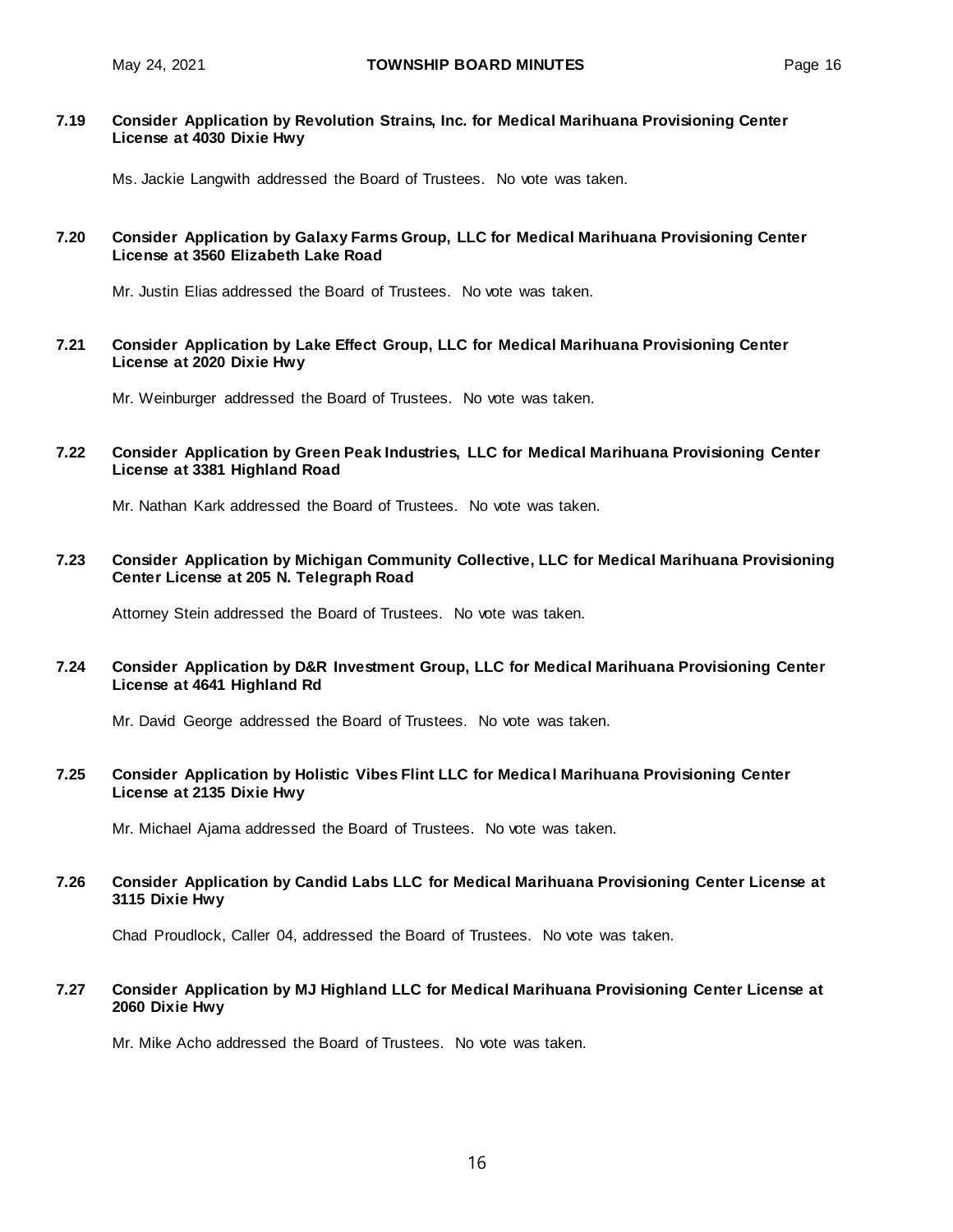**7.19 Consider Application by Revolution Strains, Inc. for Medical Marihuana Provisioning Center License at 4030 Dixie Hwy**

Ms. Jackie Langwith addressed the Board of Trustees. No vote was taken.

**7.20 Consider Application by Galaxy Farms Group, LLC for Medical Marihuana Provisioning Center License at 3560 Elizabeth Lake Road**

Mr. Justin Elias addressed the Board of Trustees. No vote was taken.

**7.21 Consider Application by Lake Effect Group, LLC for Medical Marihuana Provisioning Center License at 2020 Dixie Hwy**

Mr. Weinburger addressed the Board of Trustees. No vote was taken.

**7.22 Consider Application by Green Peak Industries, LLC for Medical Marihuana Provisioning Center License at 3381 Highland Road**

Mr. Nathan Kark addressed the Board of Trustees. No vote was taken.

**7.23 Consider Application by Michigan Community Collective, LLC for Medical Marihuana Provisioning Center License at 205 N. Telegraph Road**

Attorney Stein addressed the Board of Trustees. No vote was taken.

**7.24 Consider Application by D&R Investment Group, LLC for Medical Marihuana Provisioning Center License at 4641 Highland Rd**

Mr. David George addressed the Board of Trustees. No vote was taken.

**7.25 Consider Application by Holistic Vibes Flint LLC for Medical Marihuana Provisioning Center License at 2135 Dixie Hwy**

Mr. Michael Ajama addressed the Board of Trustees. No vote was taken.

**7.26 Consider Application by Candid Labs LLC for Medical Marihuana Provisioning Center License at 3115 Dixie Hwy**

Chad Proudlock, Caller 04, addressed the Board of Trustees. No vote was taken.

**7.27 Consider Application by MJ Highland LLC for Medical Marihuana Provisioning Center License at 2060 Dixie Hwy**

Mr. Mike Acho addressed the Board of Trustees. No vote was taken.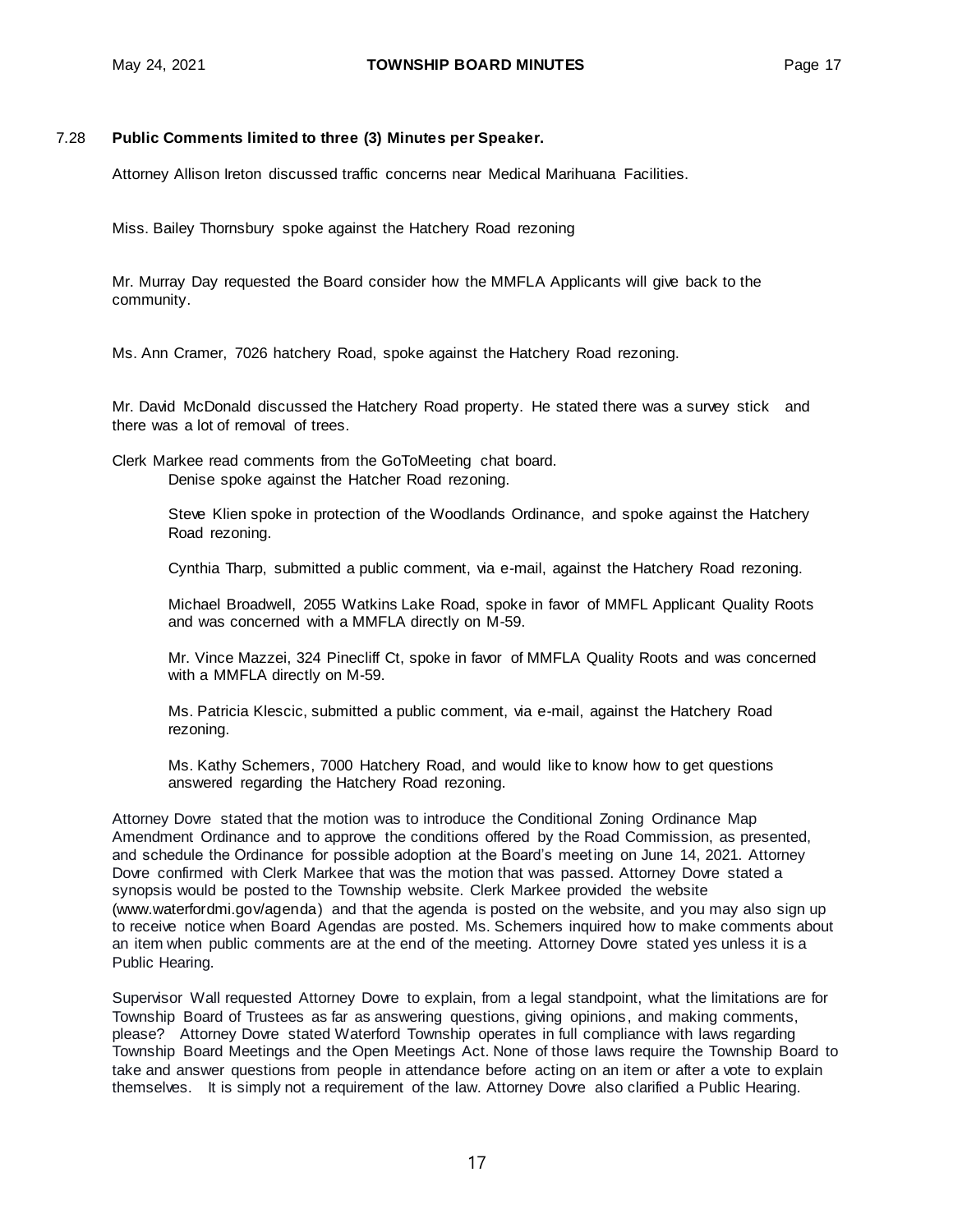7.28 **Public Comments limited to three (3) Minutes per Speaker.**

Attorney Allison Ireton discussed traffic concerns near Medical Marihuana Facilities.

Miss. Bailey Thornsbury spoke against the Hatchery Road rezoning

Mr. Murray Day requested the Board consider how the MMFLA Applicants will give back to the community.

Ms. Ann Cramer, 7026 hatchery Road, spoke against the Hatchery Road rezoning.

Mr. David McDonald discussed the Hatchery Road property. He stated there was a survey stick and there was a lot of removal of trees.

Clerk Markee read comments from the GoToMeeting chat board.

> Denise spoke against the Hatcher Road rezoning.
>
> Steve Klien spoke in protection of the Woodlands Ordinance, and spoke against the Hatchery Road rezoning.
>
> Cynthia Tharp, submitted a public comment, via e-mail, against the Hatchery Road rezoning.
>
> Michael Broadwell, 2055 Watkins Lake Road, spoke in favor of MMFL Applicant Quality Roots and was concerned with a MMFLA directly on M-59.
>
> Mr. Vince Mazzei, 324 Pinecliff Ct, spoke in favor of MMFLA Quality Roots and was concerned with a MMFLA directly on M-59.
>
> Ms. Patricia Klescic, submitted a public comment, via e-mail, against the Hatchery Road rezoning.
>
> Ms. Kathy Schemers, 7000 Hatchery Road, and would like to know how to get questions answered regarding the Hatchery Road rezoning.

Attorney Dovre stated that the motion was to introduce the Conditional Zoning Ordinance Map Amendment Ordinance and to approve the conditions offered by the Road Commission, as presented, and schedule the Ordinance for possible adoption at the Board's meeting on June 14, 2021. Attorney Dovre confirmed with Clerk Markee that was the motion that was passed. Attorney Dovre stated a synopsis would be posted to the Township website. Clerk Markee provided the website (www.waterfordmi.gov/agenda) and that the agenda is posted on the website, and you may also sign up to receive notice when Board Agendas are posted. Ms. Schemers inquired how to make comments about an item when public comments are at the end of the meeting. Attorney Dovre stated yes unless it is a Public Hearing.

Supervisor Wall requested Attorney Dovre to explain, from a legal standpoint, what the limitations are for Township Board of Trustees as far as answering questions, giving opinions, and making comments, please? Attorney Dovre stated Waterford Township operates in full compliance with laws regarding Township Board Meetings and the Open Meetings Act. None of those laws require the Township Board to take and answer questions from people in attendance before acting on an item or after a vote to explain themselves. It is simply not a requirement of the law. Attorney Dovre also clarified a Public Hearing.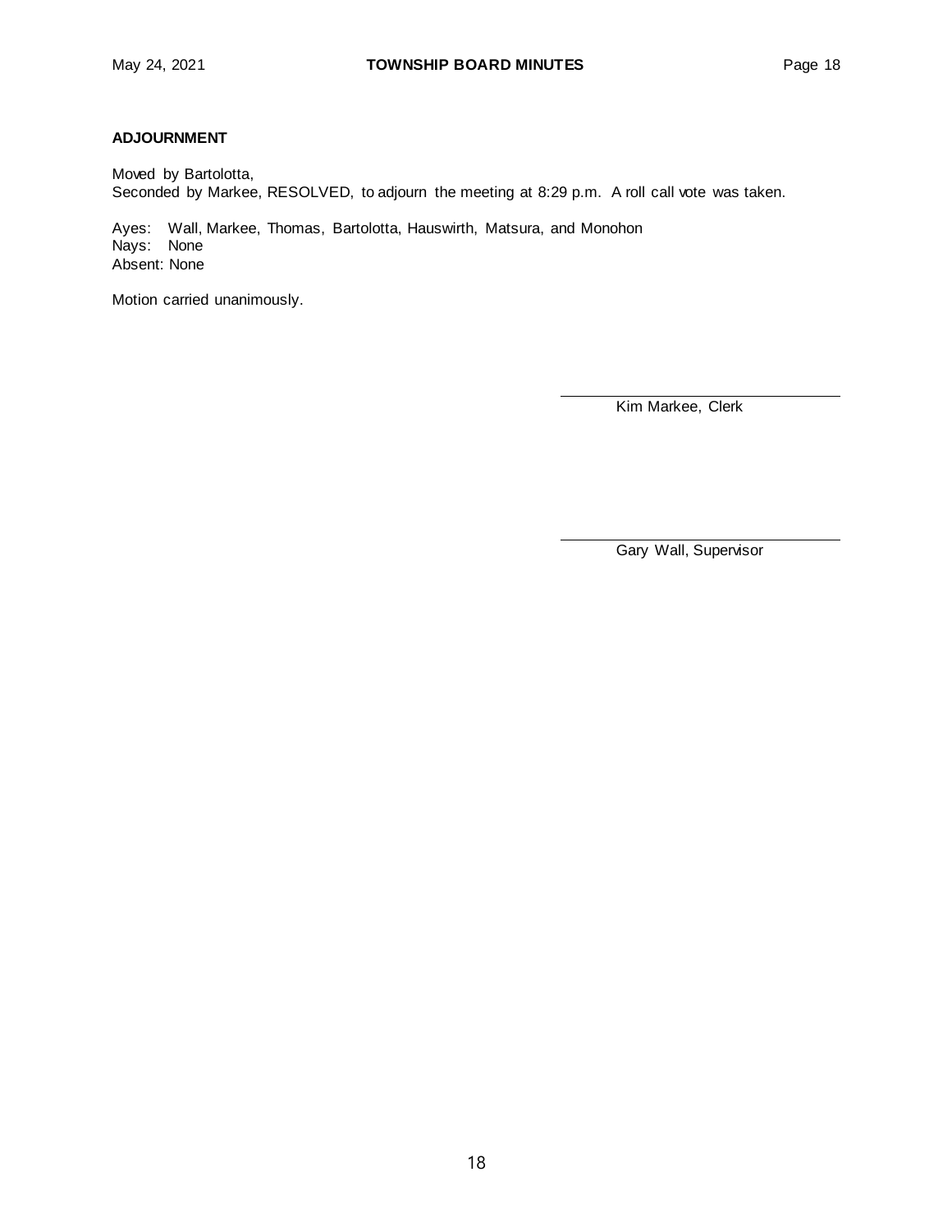**ADJOURNMENT**

Moved by Bartolotta,
Seconded by Markee, RESOLVED, to adjourn the meeting at 8:29 p.m. A roll call vote was taken.

Ayes: Wall, Markee, Thomas, Bartolotta, Hauswirth, Matsura, and Monohon
Nays: None
Absent: None

Motion carried unanimously.

\_\_\_\_\_\_\_\_\_\_\_\_\_\_\_\_\_\_\_\_\_\_\_\_\_\_\_\_\_\_
Kim Markee, Clerk

\_\_\_\_\_\_\_\_\_\_\_\_\_\_\_\_\_\_\_\_\_\_\_\_\_\_\_\_\_\_
Gary Wall, Supervisor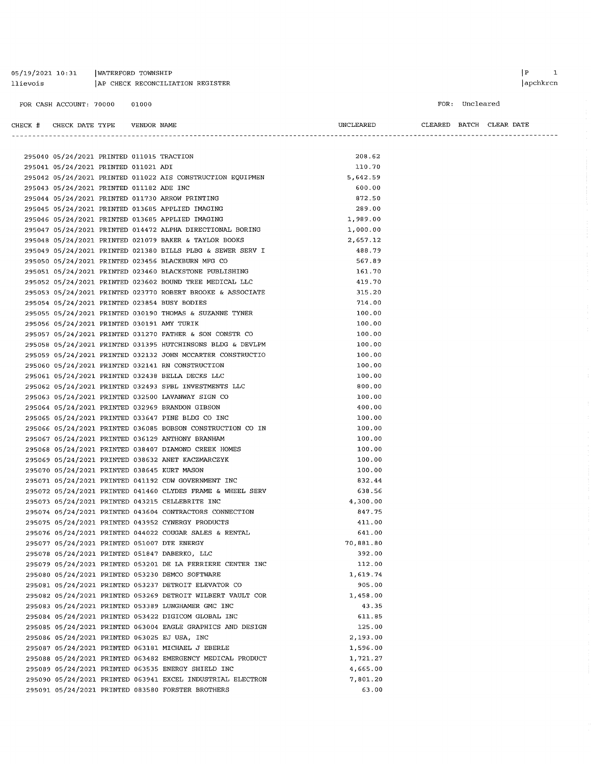05/19/2021 10:31 | WATERFORD TOWNSHIP
llievois | AP CHECK RECONCILIATION REGISTER

FOR CASH ACCOUNT: 70000 01000

FOR: Uncleared

| CHECK # | CHECK DATE | TYPE | VENDOR | NAME | UNCLEARED | CLEARED | BATCH | CLEAR DATE |
|---|---|---|---|---|---|---|---|---|
| 295040 | 05/24/2021 | PRINTED | 011015 | TRACTION | 208.62 | | | |
| 295041 | 05/24/2021 | PRINTED | 011021 | ADI | 110.70 | | | |
| 295042 | 05/24/2021 | PRINTED | 011022 | AIS CONSTRUCTION EQUIPMEN | 5,642.59 | | | |
| 295043 | 05/24/2021 | PRINTED | 011182 | ADE INC | 600.00 | | | |
| 295044 | 05/24/2021 | PRINTED | 011730 | ARROW PRINTING | 872.50 | | | |
| 295045 | 05/24/2021 | PRINTED | 013685 | APPLIED IMAGING | 289.00 | | | |
| 295046 | 05/24/2021 | PRINTED | 013685 | APPLIED IMAGING | 1,989.00 | | | |
| 295047 | 05/24/2021 | PRINTED | 014472 | ALPHA DIRECTIONAL BORING | 1,000.00 | | | |
| 295048 | 05/24/2021 | PRINTED | 021079 | BAKER & TAYLOR BOOKS | 2,657.12 | | | |
| 295049 | 05/24/2021 | PRINTED | 021380 | BILLS PLBG & SEWER SERV I | 488.79 | | | |
| 295050 | 05/24/2021 | PRINTED | 023456 | BLACKBURN MFG CO | 567.89 | | | |
| 295051 | 05/24/2021 | PRINTED | 023460 | BLACKSTONE PUBLISHING | 161.70 | | | |
| 295052 | 05/24/2021 | PRINTED | 023602 | BOUND TREE MEDICAL LLC | 419.70 | | | |
| 295053 | 05/24/2021 | PRINTED | 023770 | ROBERT BROOKE & ASSOCIATE | 315.20 | | | |
| 295054 | 05/24/2021 | PRINTED | 023854 | BUSY BODIES | 714.00 | | | |
| 295055 | 05/24/2021 | PRINTED | 030190 | THOMAS & SUZANNE TYNER | 100.00 | | | |
| 295056 | 05/24/2021 | PRINTED | 030191 | AMY TURIK | 100.00 | | | |
| 295057 | 05/24/2021 | PRINTED | 031270 | FATHER & SON CONSTR CO | 100.00 | | | |
| 295058 | 05/24/2021 | PRINTED | 031395 | HUTCHINSONS BLDG & DEVLPM | 100.00 | | | |
| 295059 | 05/24/2021 | PRINTED | 032132 | JOHN MCCARTER CONSTRUCTIO | 100.00 | | | |
| 295060 | 05/24/2021 | PRINTED | 032141 | RN CONSTRUCTION | 100.00 | | | |
| 295061 | 05/24/2021 | PRINTED | 032438 | BELLA DECKS LLC | 100.00 | | | |
| 295062 | 05/24/2021 | PRINTED | 032493 | SPBL INVESTMENTS LLC | 800.00 | | | |
| 295063 | 05/24/2021 | PRINTED | 032500 | LAVANWAY SIGN CO | 100.00 | | | |
| 295064 | 05/24/2021 | PRINTED | 032969 | BRANDON GIBSON | 400.00 | | | |
| 295065 | 05/24/2021 | PRINTED | 033647 | PINE BLDG CO INC | 100.00 | | | |
| 295066 | 05/24/2021 | PRINTED | 036085 | BOBSON CONSTRUCTION CO IN | 100.00 | | | |
| 295067 | 05/24/2021 | PRINTED | 036129 | ANTHONY BRANHAM | 100.00 | | | |
| 295068 | 05/24/2021 | PRINTED | 038407 | DIAMOND CREEK HOMES | 100.00 | | | |
| 295069 | 05/24/2021 | PRINTED | 038632 | ANET KACZMARCZYK | 100.00 | | | |
| 295070 | 05/24/2021 | PRINTED | 038645 | KURT MASON | 100.00 | | | |
| 295071 | 05/24/2021 | PRINTED | 041192 | CDW GOVERNMENT INC | 832.44 | | | |
| 295072 | 05/24/2021 | PRINTED | 041460 | CLYDES FRAME & WHEEL SERV | 638.56 | | | |
| 295073 | 05/24/2021 | PRINTED | 043215 | CELLEBRITE INC | 4,300.00 | | | |
| 295074 | 05/24/2021 | PRINTED | 043604 | CONTRACTORS CONNECTION | 847.75 | | | |
| 295075 | 05/24/2021 | PRINTED | 043952 | CYNERGY PRODUCTS | 411.00 | | | |
| 295076 | 05/24/2021 | PRINTED | 044022 | COUGAR SALES & RENTAL | 641.00 | | | |
| 295077 | 05/24/2021 | PRINTED | 051007 | DTE ENERGY | 70,881.80 | | | |
| 295078 | 05/24/2021 | PRINTED | 051847 | DABERKO, LLC | 392.00 | | | |
| 295079 | 05/24/2021 | PRINTED | 053201 | DE LA FERRIERE CENTER INC | 112.00 | | | |
| 295080 | 05/24/2021 | PRINTED | 053230 | DEMCO SOFTWARE | 1,619.74 | | | |
| 295081 | 05/24/2021 | PRINTED | 053237 | DETROIT ELEVATOR CO | 905.00 | | | |
| 295082 | 05/24/2021 | PRINTED | 053269 | DETROIT WILBERT VAULT COR | 1,458.00 | | | |
| 295083 | 05/24/2021 | PRINTED | 053389 | LUNGHAMER GMC INC | 43.35 | | | |
| 295084 | 05/24/2021 | PRINTED | 053422 | DIGICOM GLOBAL INC | 611.85 | | | |
| 295085 | 05/24/2021 | PRINTED | 063004 | EAGLE GRAPHICS AND DESIGN | 125.00 | | | |
| 295086 | 05/24/2021 | PRINTED | 063025 | EJ USA, INC | 2,193.00 | | | |
| 295087 | 05/24/2021 | PRINTED | 063181 | MICHAEL J EBERLE | 1,596.00 | | | |
| 295088 | 05/24/2021 | PRINTED | 063482 | EMERGENCY MEDICAL PRODUCT | 1,721.27 | | | |
| 295089 | 05/24/2021 | PRINTED | 063535 | ENERGY SHIELD INC | 4,665.00 | | | |
| 295090 | 05/24/2021 | PRINTED | 063941 | EXCEL INDUSTRIAL ELECTRON | 7,801.20 | | | |
| 295091 | 05/24/2021 | PRINTED | 083580 | FORSTER BROTHERS | 63.00 | | | |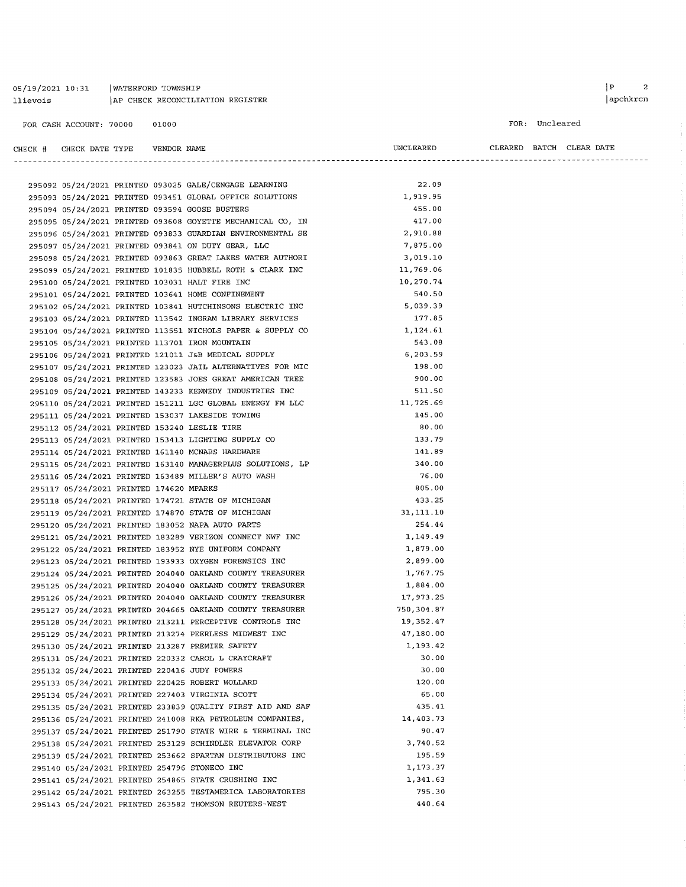05/19/2021 10:31 | WATERFORD TOWNSHIP
llievois | AP CHECK RECONCILIATION REGISTER

FOR CASH ACCOUNT: 70000 01000

FOR: Uncleared

| CHECK # | CHECK DATE | TYPE | VENDOR | NAME | UNCLEARED | CLEARED | BATCH | CLEAR DATE |
|---|---|---|---|---|---|---|---|---|
| 295092 | 05/24/2021 | PRINTED | 093025 | GALE/CENGAGE LEARNING | 22.09 | | | |
| 295093 | 05/24/2021 | PRINTED | 093451 | GLOBAL OFFICE SOLUTIONS | 1,919.95 | | | |
| 295094 | 05/24/2021 | PRINTED | 093594 | GOOSE BUSTERS | 455.00 | | | |
| 295095 | 05/24/2021 | PRINTED | 093608 | GOYETTE MECHANICAL CO, IN | 417.00 | | | |
| 295096 | 05/24/2021 | PRINTED | 093833 | GUARDIAN ENVIRONMENTAL SE | 2,910.88 | | | |
| 295097 | 05/24/2021 | PRINTED | 093841 | ON DUTY GEAR, LLC | 7,875.00 | | | |
| 295098 | 05/24/2021 | PRINTED | 093863 | GREAT LAKES WATER AUTHORI | 3,019.10 | | | |
| 295099 | 05/24/2021 | PRINTED | 101835 | HUBBELL ROTH & CLARK INC | 11,769.06 | | | |
| 295100 | 05/24/2021 | PRINTED | 103031 | HALT FIRE INC | 10,270.74 | | | |
| 295101 | 05/24/2021 | PRINTED | 103641 | HOME CONFINEMENT | 540.50 | | | |
| 295102 | 05/24/2021 | PRINTED | 103841 | HUTCHINSONS ELECTRIC INC | 5,039.39 | | | |
| 295103 | 05/24/2021 | PRINTED | 113542 | INGRAM LIBRARY SERVICES | 177.85 | | | |
| 295104 | 05/24/2021 | PRINTED | 113551 | NICHOLS PAPER & SUPPLY CO | 1,124.61 | | | |
| 295105 | 05/24/2021 | PRINTED | 113701 | IRON MOUNTAIN | 543.08 | | | |
| 295106 | 05/24/2021 | PRINTED | 121011 | J&B MEDICAL SUPPLY | 6,203.59 | | | |
| 295107 | 05/24/2021 | PRINTED | 123023 | JAIL ALTERNATIVES FOR MIC | 198.00 | | | |
| 295108 | 05/24/2021 | PRINTED | 123583 | JOES GREAT AMERICAN TREE | 900.00 | | | |
| 295109 | 05/24/2021 | PRINTED | 143233 | KENNEDY INDUSTRIES INC | 511.50 | | | |
| 295110 | 05/24/2021 | PRINTED | 151211 | LGC GLOBAL ENERGY FM LLC | 11,725.69 | | | |
| 295111 | 05/24/2021 | PRINTED | 153037 | LAKESIDE TOWING | 145.00 | | | |
| 295112 | 05/24/2021 | PRINTED | 153240 | LESLIE TIRE | 80.00 | | | |
| 295113 | 05/24/2021 | PRINTED | 153413 | LIGHTING SUPPLY CO | 133.79 | | | |
| 295114 | 05/24/2021 | PRINTED | 161140 | MCNABS HARDWARE | 141.89 | | | |
| 295115 | 05/24/2021 | PRINTED | 163140 | MANAGERPLUS SOLUTIONS, LP | 340.00 | | | |
| 295116 | 05/24/2021 | PRINTED | 163489 | MILLER'S AUTO WASH | 76.00 | | | |
| 295117 | 05/24/2021 | PRINTED | 174620 | MPARKS | 805.00 | | | |
| 295118 | 05/24/2021 | PRINTED | 174721 | STATE OF MICHIGAN | 433.25 | | | |
| 295119 | 05/24/2021 | PRINTED | 174870 | STATE OF MICHIGAN | 31,111.10 | | | |
| 295120 | 05/24/2021 | PRINTED | 183052 | NAPA AUTO PARTS | 254.44 | | | |
| 295121 | 05/24/2021 | PRINTED | 183289 | VERIZON CONNECT NWF INC | 1,149.49 | | | |
| 295122 | 05/24/2021 | PRINTED | 183952 | NYE UNIFORM COMPANY | 1,879.00 | | | |
| 295123 | 05/24/2021 | PRINTED | 193933 | OXYGEN FORENSICS INC | 2,899.00 | | | |
| 295124 | 05/24/2021 | PRINTED | 204040 | OAKLAND COUNTY TREASURER | 1,767.75 | | | |
| 295125 | 05/24/2021 | PRINTED | 204040 | OAKLAND COUNTY TREASURER | 1,884.00 | | | |
| 295126 | 05/24/2021 | PRINTED | 204040 | OAKLAND COUNTY TREASURER | 17,973.25 | | | |
| 295127 | 05/24/2021 | PRINTED | 204665 | OAKLAND COUNTY TREASURER | 750,304.87 | | | |
| 295128 | 05/24/2021 | PRINTED | 213211 | PERCEPTIVE CONTROLS INC | 19,352.47 | | | |
| 295129 | 05/24/2021 | PRINTED | 213274 | PEERLESS MIDWEST INC | 47,180.00 | | | |
| 295130 | 05/24/2021 | PRINTED | 213287 | PREMIER SAFETY | 1,193.42 | | | |
| 295131 | 05/24/2021 | PRINTED | 220332 | CAROL L CRAYCRAFT | 30.00 | | | |
| 295132 | 05/24/2021 | PRINTED | 220416 | JUDY POWERS | 30.00 | | | |
| 295133 | 05/24/2021 | PRINTED | 220425 | ROBERT WOLLARD | 120.00 | | | |
| 295134 | 05/24/2021 | PRINTED | 227403 | VIRGINIA SCOTT | 65.00 | | | |
| 295135 | 05/24/2021 | PRINTED | 233839 | QUALITY FIRST AID AND SAF | 435.41 | | | |
| 295136 | 05/24/2021 | PRINTED | 241008 | RKA PETROLEUM COMPANIES, | 14,403.73 | | | |
| 295137 | 05/24/2021 | PRINTED | 251790 | STATE WIRE & TERMINAL INC | 90.47 | | | |
| 295138 | 05/24/2021 | PRINTED | 253129 | SCHINDLER ELEVATOR CORP | 3,740.52 | | | |
| 295139 | 05/24/2021 | PRINTED | 253662 | SPARTAN DISTRIBUTORS INC | 195.59 | | | |
| 295140 | 05/24/2021 | PRINTED | 254796 | STONECO INC | 1,173.37 | | | |
| 295141 | 05/24/2021 | PRINTED | 254865 | STATE CRUSHING INC | 1,341.63 | | | |
| 295142 | 05/24/2021 | PRINTED | 263255 | TESTAMERICA LABORATORIES | 795.30 | | | |
| 295143 | 05/24/2021 | PRINTED | 263582 | THOMSON REUTERS-WEST | 440.64 | | | |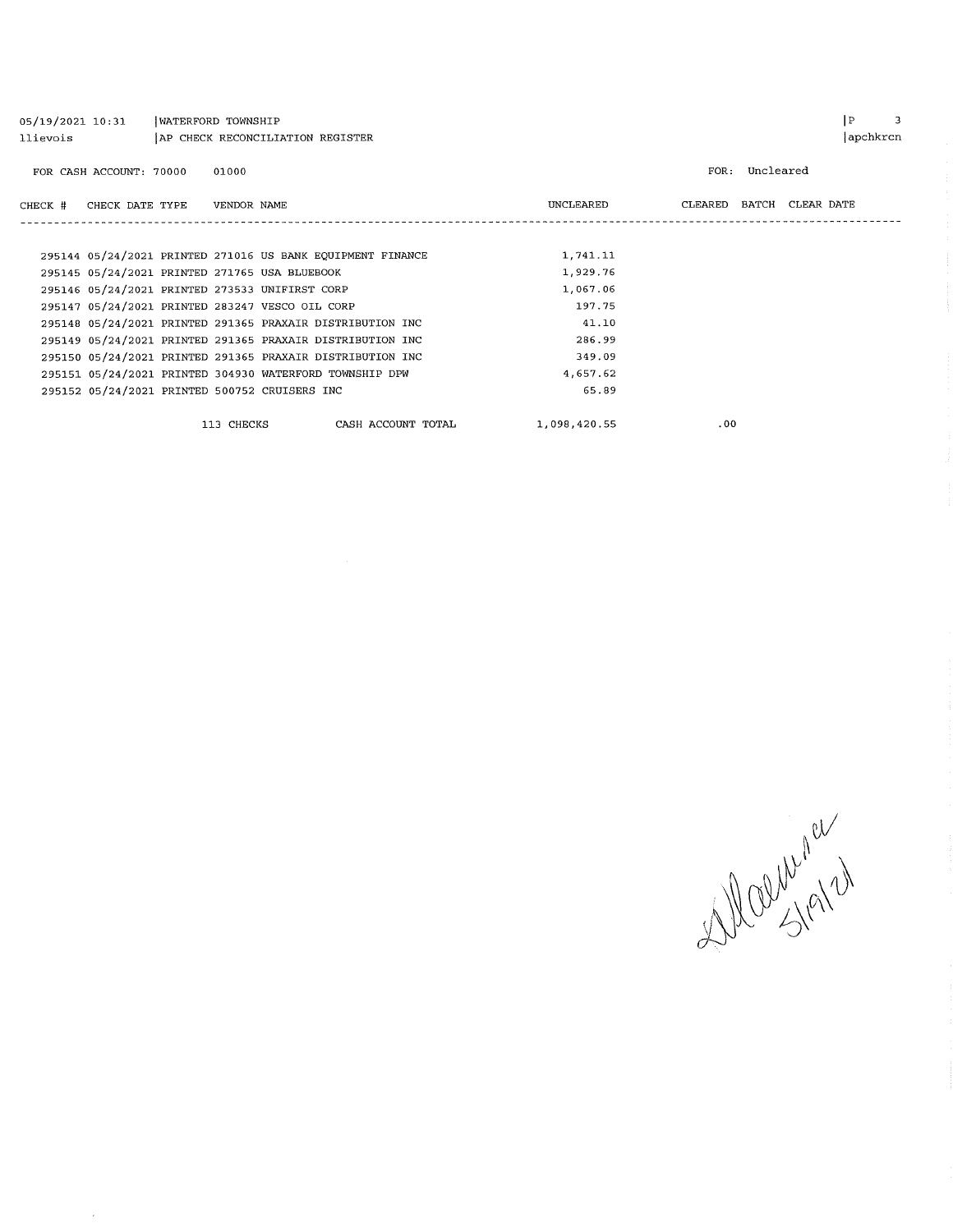05/19/2021 10:31 | WATERFORD TOWNSHIP
llievois | AP CHECK RECONCILIATION REGISTER

FOR CASH ACCOUNT: 70000 01000

FOR: Uncleared

| CHECK # | CHECK DATE | TYPE | VENDOR NAME | UNCLEARED | CLEARED | BATCH | CLEAR DATE |
|---|---|---|---|---|---|---|---|
| 295144 | 05/24/2021 | PRINTED | 271016 US BANK EQUIPMENT FINANCE | 1,741.11 | | | |
| 295145 | 05/24/2021 | PRINTED | 271765 USA BLUEBOOK | 1,929.76 | | | |
| 295146 | 05/24/2021 | PRINTED | 273533 UNIFIRST CORP | 1,067.06 | | | |
| 295147 | 05/24/2021 | PRINTED | 283247 VESCO OIL CORP | 197.75 | | | |
| 295148 | 05/24/2021 | PRINTED | 291365 PRAXAIR DISTRIBUTION INC | 41.10 | | | |
| 295149 | 05/24/2021 | PRINTED | 291365 PRAXAIR DISTRIBUTION INC | 286.99 | | | |
| 295150 | 05/24/2021 | PRINTED | 291365 PRAXAIR DISTRIBUTION INC | 349.09 | | | |
| 295151 | 05/24/2021 | PRINTED | 304930 WATERFORD TOWNSHIP DPW | 4,657.62 | | | |
| 295152 | 05/24/2021 | PRINTED | 500752 CRUISERS INC | 65.89 | | | |
| | | 113 CHECKS | CASH ACCOUNT TOTAL | 1,098,420.55 | .00 | | |

5/19/21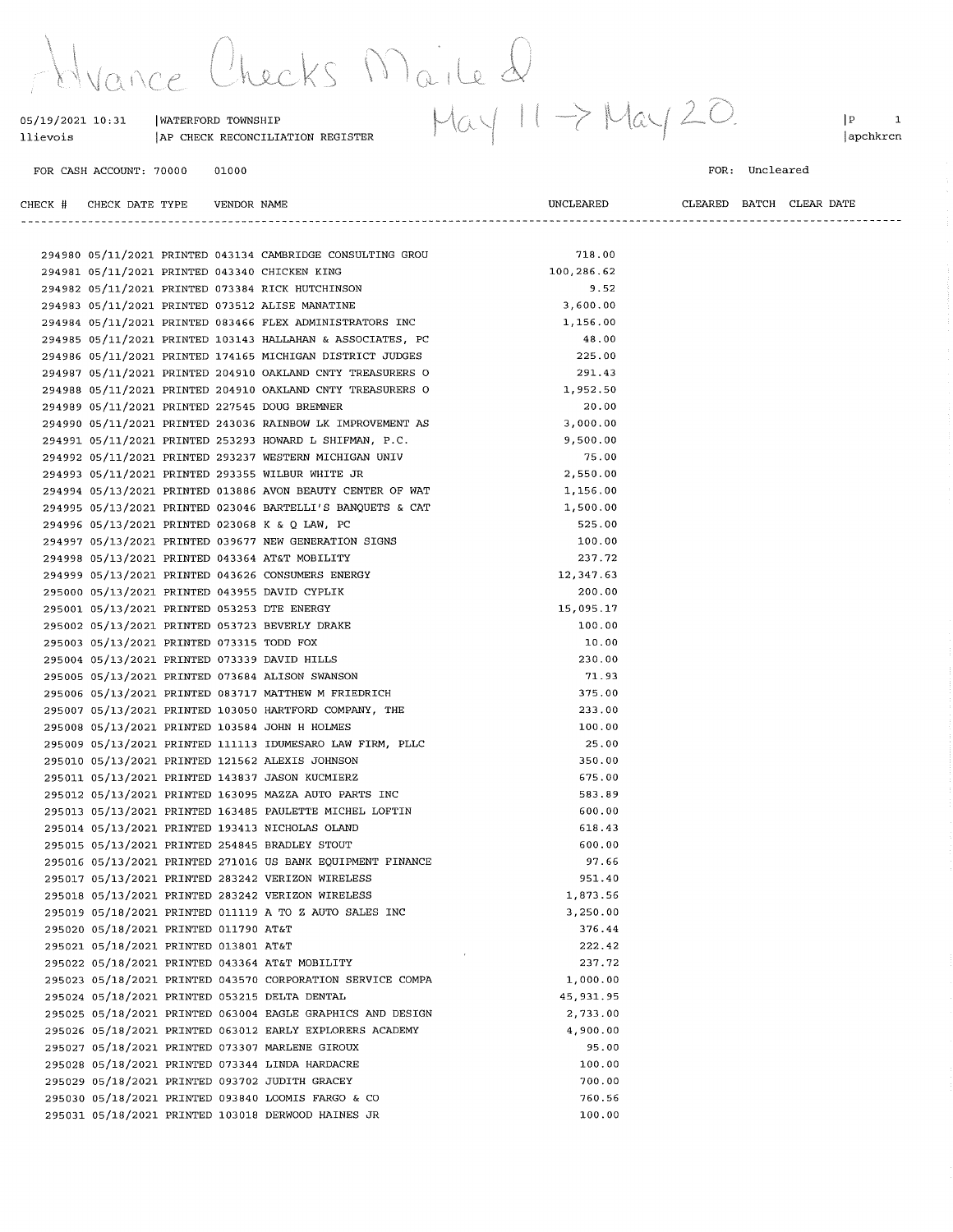Advance Checks Mailed May 11 → May 20.

05/19/2021 10:31 | WATERFORD TOWNSHIP | P 1
llievois | AP CHECK RECONCILIATION REGISTER | apchkrcn

FOR CASH ACCOUNT: 70000 01000 FOR: Uncleared

| CHECK # | CHECK DATE | TYPE | VENDOR | VENDOR NAME | UNCLEARED | CLEARED | BATCH | CLEAR DATE |
|---|---|---|---|---|---|---|---|---|
| 294980 | 05/11/2021 | PRINTED | 043134 | CAMBRIDGE CONSULTING GROU | 718.00 | | | |
| 294981 | 05/11/2021 | PRINTED | 043340 | CHICKEN KING | 100,286.62 | | | |
| 294982 | 05/11/2021 | PRINTED | 073384 | RICK HUTCHINSON | 9.52 | | | |
| 294983 | 05/11/2021 | PRINTED | 073512 | ALISE MANATINE | 3,600.00 | | | |
| 294984 | 05/11/2021 | PRINTED | 083466 | FLEX ADMINISTRATORS INC | 1,156.00 | | | |
| 294985 | 05/11/2021 | PRINTED | 103143 | HALLAHAN & ASSOCIATES, PC | 48.00 | | | |
| 294986 | 05/11/2021 | PRINTED | 174165 | MICHIGAN DISTRICT JUDGES | 225.00 | | | |
| 294987 | 05/11/2021 | PRINTED | 204910 | OAKLAND CNTY TREASURERS O | 291.43 | | | |
| 294988 | 05/11/2021 | PRINTED | 204910 | OAKLAND CNTY TREASURERS O | 1,952.50 | | | |
| 294989 | 05/11/2021 | PRINTED | 227545 | DOUG BREMNER | 20.00 | | | |
| 294990 | 05/11/2021 | PRINTED | 243036 | RAINBOW LK IMPROVEMENT AS | 3,000.00 | | | |
| 294991 | 05/11/2021 | PRINTED | 253293 | HOWARD L SHIFMAN, P.C. | 9,500.00 | | | |
| 294992 | 05/11/2021 | PRINTED | 293237 | WESTERN MICHIGAN UNIV | 75.00 | | | |
| 294993 | 05/11/2021 | PRINTED | 293355 | WILBUR WHITE JR | 2,550.00 | | | |
| 294994 | 05/13/2021 | PRINTED | 013886 | AVON BEAUTY CENTER OF WAT | 1,156.00 | | | |
| 294995 | 05/13/2021 | PRINTED | 023046 | BARTELLI'S BANQUETS & CAT | 1,500.00 | | | |
| 294996 | 05/13/2021 | PRINTED | 023068 | K & Q LAW, PC | 525.00 | | | |
| 294997 | 05/13/2021 | PRINTED | 039677 | NEW GENERATION SIGNS | 100.00 | | | |
| 294998 | 05/13/2021 | PRINTED | 043364 | AT&T MOBILITY | 237.72 | | | |
| 294999 | 05/13/2021 | PRINTED | 043626 | CONSUMERS ENERGY | 12,347.63 | | | |
| 295000 | 05/13/2021 | PRINTED | 043955 | DAVID CYPLIK | 200.00 | | | |
| 295001 | 05/13/2021 | PRINTED | 053253 | DTE ENERGY | 15,095.17 | | | |
| 295002 | 05/13/2021 | PRINTED | 053723 | BEVERLY DRAKE | 100.00 | | | |
| 295003 | 05/13/2021 | PRINTED | 073315 | TODD FOX | 10.00 | | | |
| 295004 | 05/13/2021 | PRINTED | 073339 | DAVID HILLS | 230.00 | | | |
| 295005 | 05/13/2021 | PRINTED | 073684 | ALISON SWANSON | 71.93 | | | |
| 295006 | 05/13/2021 | PRINTED | 083717 | MATTHEW M FRIEDRICH | 375.00 | | | |
| 295007 | 05/13/2021 | PRINTED | 103050 | HARTFORD COMPANY, THE | 233.00 | | | |
| 295008 | 05/13/2021 | PRINTED | 103584 | JOHN H HOLMES | 100.00 | | | |
| 295009 | 05/13/2021 | PRINTED | 111113 | IDUMESARO LAW FIRM, PLLC | 25.00 | | | |
| 295010 | 05/13/2021 | PRINTED | 121562 | ALEXIS JOHNSON | 350.00 | | | |
| 295011 | 05/13/2021 | PRINTED | 143837 | JASON KUCMIERZ | 675.00 | | | |
| 295012 | 05/13/2021 | PRINTED | 163095 | MAZZA AUTO PARTS INC | 583.89 | | | |
| 295013 | 05/13/2021 | PRINTED | 163485 | PAULETTE MICHEL LOFTIN | 600.00 | | | |
| 295014 | 05/13/2021 | PRINTED | 193413 | NICHOLAS OLAND | 618.43 | | | |
| 295015 | 05/13/2021 | PRINTED | 254845 | BRADLEY STOUT | 600.00 | | | |
| 295016 | 05/13/2021 | PRINTED | 271016 | US BANK EQUIPMENT FINANCE | 97.66 | | | |
| 295017 | 05/13/2021 | PRINTED | 283242 | VERIZON WIRELESS | 951.40 | | | |
| 295018 | 05/13/2021 | PRINTED | 283242 | VERIZON WIRELESS | 1,873.56 | | | |
| 295019 | 05/18/2021 | PRINTED | 011119 | A TO Z AUTO SALES INC | 3,250.00 | | | |
| 295020 | 05/18/2021 | PRINTED | 011790 | AT&T | 376.44 | | | |
| 295021 | 05/18/2021 | PRINTED | 013801 | AT&T | 222.42 | | | |
| 295022 | 05/18/2021 | PRINTED | 043364 | AT&T MOBILITY | 237.72 | | | |
| 295023 | 05/18/2021 | PRINTED | 043570 | CORPORATION SERVICE COMPA | 1,000.00 | | | |
| 295024 | 05/18/2021 | PRINTED | 053215 | DELTA DENTAL | 45,931.95 | | | |
| 295025 | 05/18/2021 | PRINTED | 063004 | EAGLE GRAPHICS AND DESIGN | 2,733.00 | | | |
| 295026 | 05/18/2021 | PRINTED | 063012 | EARLY EXPLORERS ACADEMY | 4,900.00 | | | |
| 295027 | 05/18/2021 | PRINTED | 073307 | MARLENE GIROUX | 95.00 | | | |
| 295028 | 05/18/2021 | PRINTED | 073344 | LINDA HARDACRE | 100.00 | | | |
| 295029 | 05/18/2021 | PRINTED | 093702 | JUDITH GRACEY | 700.00 | | | |
| 295030 | 05/18/2021 | PRINTED | 093840 | LOOMIS FARGO & CO | 760.56 | | | |
| 295031 | 05/18/2021 | PRINTED | 103018 | DERWOOD HAINES JR | 100.00 | | | |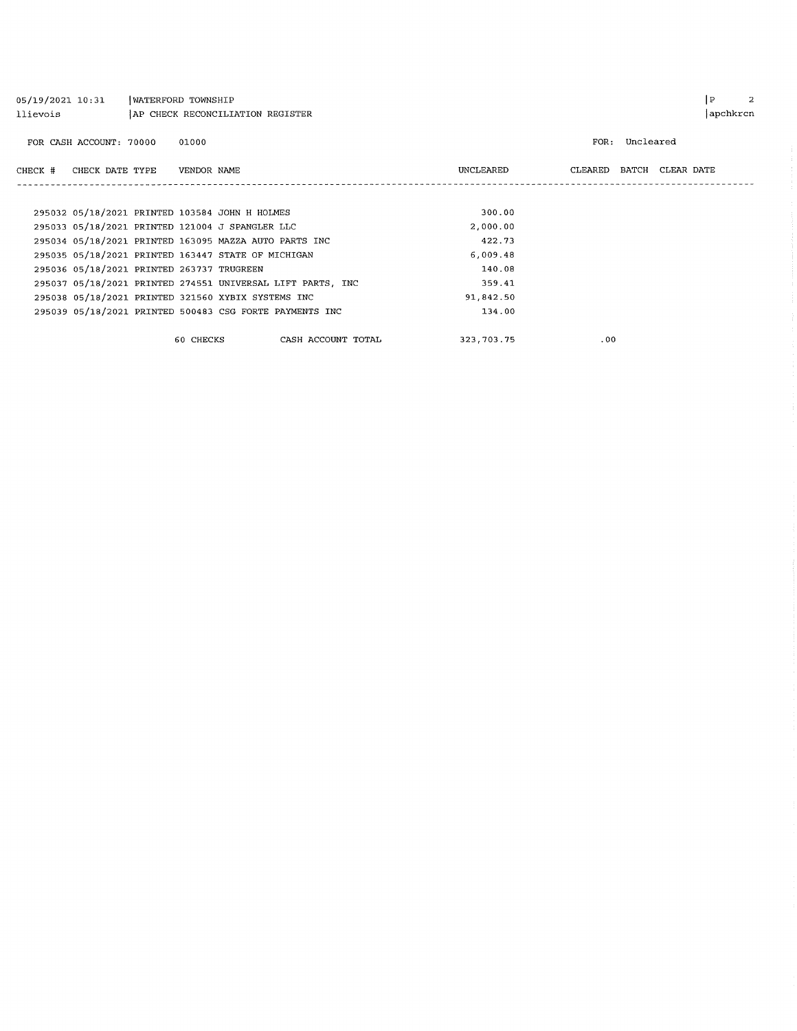05/19/2021 10:31 | WATERFORD TOWNSHIP
llievois | AP CHECK RECONCILIATION REGISTER

FOR CASH ACCOUNT: 70000 01000

FOR: Uncleared

| CHECK # | CHECK DATE | TYPE | VENDOR NAME | UNCLEARED | CLEARED | BATCH | CLEAR DATE |
|---|---|---|---|---|---|---|---|
| 295032 | 05/18/2021 | PRINTED | 103584 JOHN H HOLMES | 300.00 | | | |
| 295033 | 05/18/2021 | PRINTED | 121004 J SPANGLER LLC | 2,000.00 | | | |
| 295034 | 05/18/2021 | PRINTED | 163095 MAZZA AUTO PARTS INC | 422.73 | | | |
| 295035 | 05/18/2021 | PRINTED | 163447 STATE OF MICHIGAN | 6,009.48 | | | |
| 295036 | 05/18/2021 | PRINTED | 263737 TRUGREEN | 140.08 | | | |
| 295037 | 05/18/2021 | PRINTED | 274551 UNIVERSAL LIFT PARTS, INC | 359.41 | | | |
| 295038 | 05/18/2021 | PRINTED | 321560 XYBIX SYSTEMS INC | 91,842.50 | | | |
| 295039 | 05/18/2021 | PRINTED | 500483 CSG FORTE PAYMENTS INC | 134.00 | | | |
| | | 60 CHECKS | CASH ACCOUNT TOTAL | 323,703.75 | .00 | | |